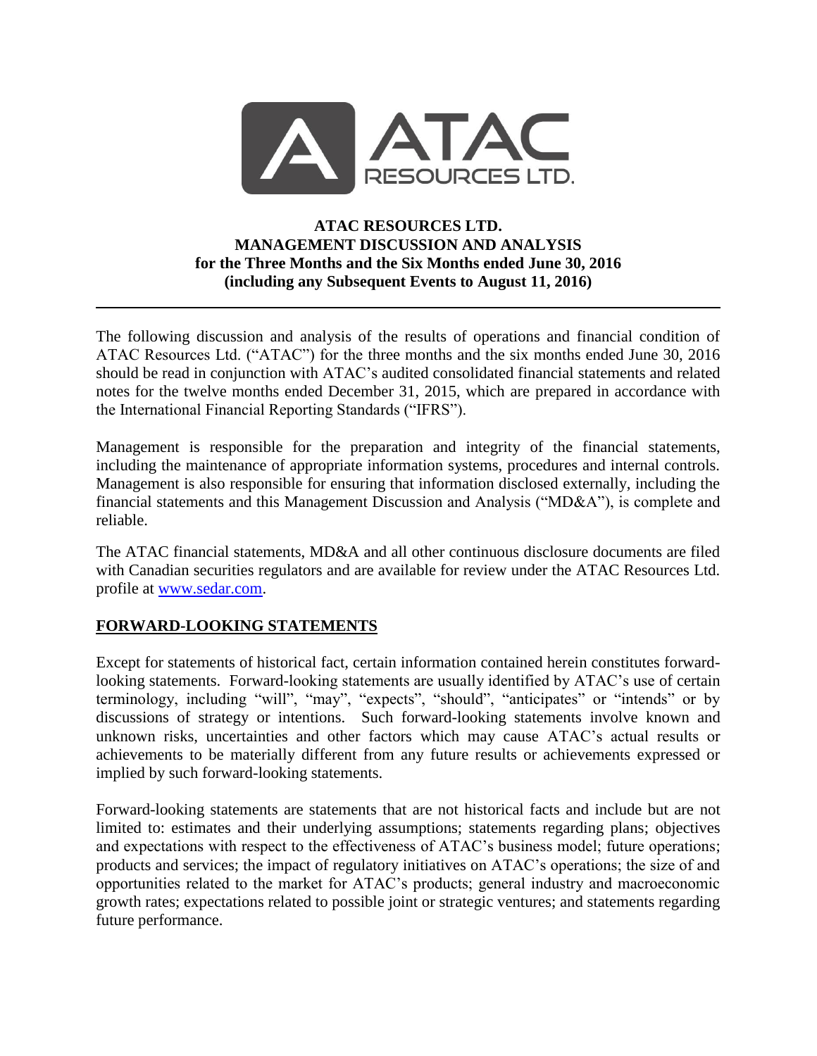# ATAC RESOURCES LTD.
# MANAGEMENT DISCUSSION AND ANALYSIS
# for the Three Months and the Six Months ended June 30, 2016
# (including any Subsequent Events to August 11, 2016)

The following discussion and analysis of the results of operations and financial condition of ATAC Resources Ltd. ("ATAC") for the three months and the six months ended June 30, 2016 should be read in conjunction with ATAC's audited consolidated financial statements and related notes for the twelve months ended December 31, 2015, which are prepared in accordance with the International Financial Reporting Standards ("IFRS").

Management is responsible for the preparation and integrity of the financial statements, including the maintenance of appropriate information systems, procedures and internal controls. Management is also responsible for ensuring that information disclosed externally, including the financial statements and this Management Discussion and Analysis ("MD&A"), is complete and reliable.

The ATAC financial statements, MD&A and all other continuous disclosure documents are filed with Canadian securities regulators and are available for review under the ATAC Resources Ltd. profile at www.sedar.com.

## FORWARD-LOOKING STATEMENTS

Except for statements of historical fact, certain information contained herein constitutes forward-looking statements. Forward-looking statements are usually identified by ATAC's use of certain terminology, including "will", "may", "expects", "should", "anticipates" or "intends" or by discussions of strategy or intentions. Such forward-looking statements involve known and unknown risks, uncertainties and other factors which may cause ATAC's actual results or achievements to be materially different from any future results or achievements expressed or implied by such forward-looking statements.

Forward-looking statements are statements that are not historical facts and include but are not limited to: estimates and their underlying assumptions; statements regarding plans; objectives and expectations with respect to the effectiveness of ATAC's business model; future operations; products and services; the impact of regulatory initiatives on ATAC's operations; the size of and opportunities related to the market for ATAC's products; general industry and macroeconomic growth rates; expectations related to possible joint or strategic ventures; and statements regarding future performance.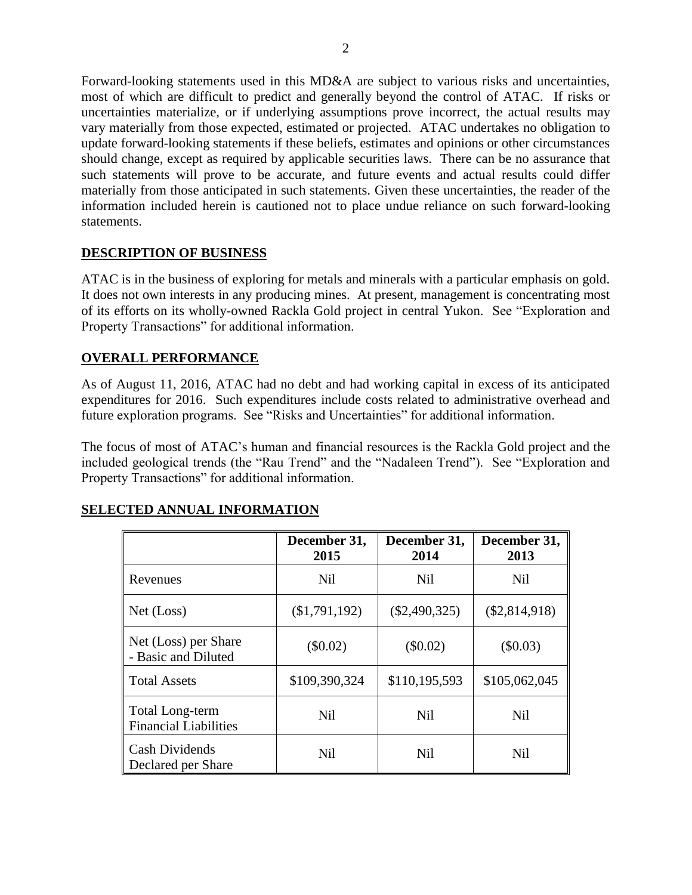Forward-looking statements used in this MD&A are subject to various risks and uncertainties, most of which are difficult to predict and generally beyond the control of ATAC. If risks or uncertainties materialize, or if underlying assumptions prove incorrect, the actual results may vary materially from those expected, estimated or projected. ATAC undertakes no obligation to update forward-looking statements if these beliefs, estimates and opinions or other circumstances should change, except as required by applicable securities laws. There can be no assurance that such statements will prove to be accurate, and future events and actual results could differ materially from those anticipated in such statements. Given these uncertainties, the reader of the information included herein is cautioned not to place undue reliance on such forward-looking statements.

## DESCRIPTION OF BUSINESS

ATAC is in the business of exploring for metals and minerals with a particular emphasis on gold. It does not own interests in any producing mines. At present, management is concentrating most of its efforts on its wholly-owned Rackla Gold project in central Yukon. See "Exploration and Property Transactions" for additional information.

## OVERALL PERFORMANCE

As of August 11, 2016, ATAC had no debt and had working capital in excess of its anticipated expenditures for 2016. Such expenditures include costs related to administrative overhead and future exploration programs. See "Risks and Uncertainties" for additional information.

The focus of most of ATAC's human and financial resources is the Rackla Gold project and the included geological trends (the "Rau Trend" and the "Nadaleen Trend"). See "Exploration and Property Transactions" for additional information.

## SELECTED ANNUAL INFORMATION

| | December 31, 2015 | December 31, 2014 | December 31, 2013 |
|---|---|---|---|
| Revenues | Nil | Nil | Nil |
| Net (Loss) | ($1,791,192) | ($2,490,325) | ($2,814,918) |
| Net (Loss) per Share - Basic and Diluted | ($0.02) | ($0.02) | ($0.03) |
| Total Assets | $109,390,324 | $110,195,593 | $105,062,045 |
| Total Long-term Financial Liabilities | Nil | Nil | Nil |
| Cash Dividends Declared per Share | Nil | Nil | Nil |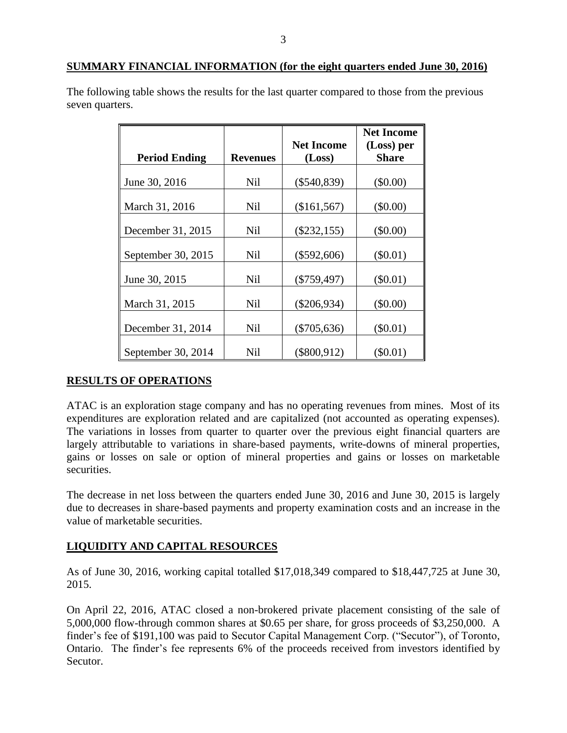## SUMMARY FINANCIAL INFORMATION (for the eight quarters ended June 30, 2016)

The following table shows the results for the last quarter compared to those from the previous seven quarters.

| Period Ending | Revenues | Net Income (Loss) | Net Income (Loss) per Share |
|---|---|---|---|
| June 30, 2016 | Nil | ($540,839) | ($0.00) |
| March 31, 2016 | Nil | ($161,567) | ($0.00) |
| December 31, 2015 | Nil | ($232,155) | ($0.00) |
| September 30, 2015 | Nil | ($592,606) | ($0.01) |
| June 30, 2015 | Nil | ($759,497) | ($0.01) |
| March 31, 2015 | Nil | ($206,934) | ($0.00) |
| December 31, 2014 | Nil | ($705,636) | ($0.01) |
| September 30, 2014 | Nil | ($800,912) | ($0.01) |

## RESULTS OF OPERATIONS

ATAC is an exploration stage company and has no operating revenues from mines. Most of its expenditures are exploration related and are capitalized (not accounted as operating expenses). The variations in losses from quarter to quarter over the previous eight financial quarters are largely attributable to variations in share-based payments, write-downs of mineral properties, gains or losses on sale or option of mineral properties and gains or losses on marketable securities.

The decrease in net loss between the quarters ended June 30, 2016 and June 30, 2015 is largely due to decreases in share-based payments and property examination costs and an increase in the value of marketable securities.

## LIQUIDITY AND CAPITAL RESOURCES

As of June 30, 2016, working capital totalled $17,018,349 compared to $18,447,725 at June 30, 2015.

On April 22, 2016, ATAC closed a non-brokered private placement consisting of the sale of 5,000,000 flow-through common shares at $0.65 per share, for gross proceeds of $3,250,000. A finder's fee of $191,100 was paid to Secutor Capital Management Corp. ("Secutor"), of Toronto, Ontario. The finder's fee represents 6% of the proceeds received from investors identified by Secutor.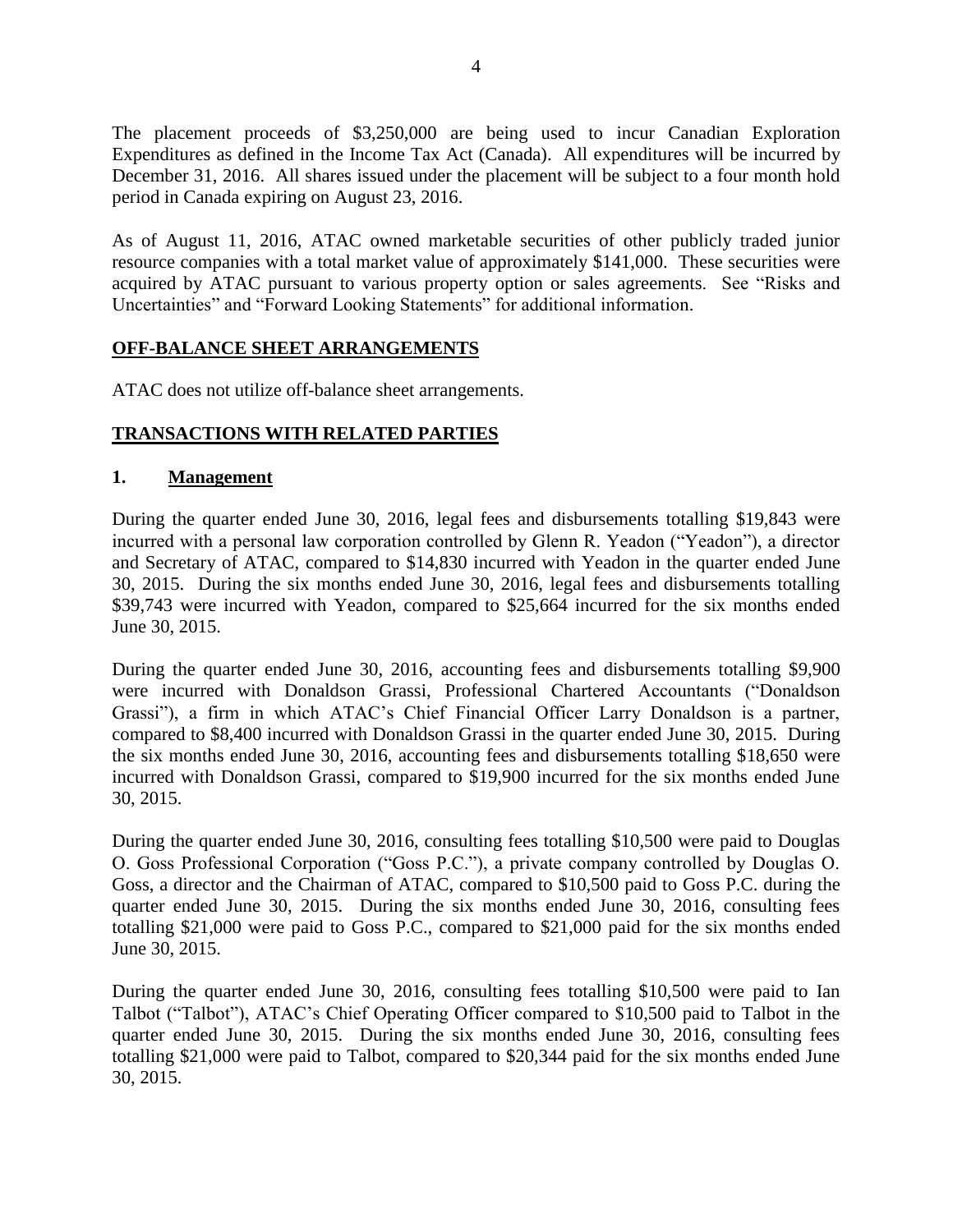The placement proceeds of $3,250,000 are being used to incur Canadian Exploration Expenditures as defined in the Income Tax Act (Canada). All expenditures will be incurred by December 31, 2016. All shares issued under the placement will be subject to a four month hold period in Canada expiring on August 23, 2016.

As of August 11, 2016, ATAC owned marketable securities of other publicly traded junior resource companies with a total market value of approximately $141,000. These securities were acquired by ATAC pursuant to various property option or sales agreements. See "Risks and Uncertainties" and "Forward Looking Statements" for additional information.

## OFF-BALANCE SHEET ARRANGEMENTS

ATAC does not utilize off-balance sheet arrangements.

## TRANSACTIONS WITH RELATED PARTIES

### 1. Management

During the quarter ended June 30, 2016, legal fees and disbursements totalling $19,843 were incurred with a personal law corporation controlled by Glenn R. Yeadon ("Yeadon"), a director and Secretary of ATAC, compared to $14,830 incurred with Yeadon in the quarter ended June 30, 2015. During the six months ended June 30, 2016, legal fees and disbursements totalling $39,743 were incurred with Yeadon, compared to $25,664 incurred for the six months ended June 30, 2015.

During the quarter ended June 30, 2016, accounting fees and disbursements totalling $9,900 were incurred with Donaldson Grassi, Professional Chartered Accountants ("Donaldson Grassi"), a firm in which ATAC's Chief Financial Officer Larry Donaldson is a partner, compared to $8,400 incurred with Donaldson Grassi in the quarter ended June 30, 2015. During the six months ended June 30, 2016, accounting fees and disbursements totalling $18,650 were incurred with Donaldson Grassi, compared to $19,900 incurred for the six months ended June 30, 2015.

During the quarter ended June 30, 2016, consulting fees totalling $10,500 were paid to Douglas O. Goss Professional Corporation ("Goss P.C."), a private company controlled by Douglas O. Goss, a director and the Chairman of ATAC, compared to $10,500 paid to Goss P.C. during the quarter ended June 30, 2015. During the six months ended June 30, 2016, consulting fees totalling $21,000 were paid to Goss P.C., compared to $21,000 paid for the six months ended June 30, 2015.

During the quarter ended June 30, 2016, consulting fees totalling $10,500 were paid to Ian Talbot ("Talbot"), ATAC's Chief Operating Officer compared to $10,500 paid to Talbot in the quarter ended June 30, 2015. During the six months ended June 30, 2016, consulting fees totalling $21,000 were paid to Talbot, compared to $20,344 paid for the six months ended June 30, 2015.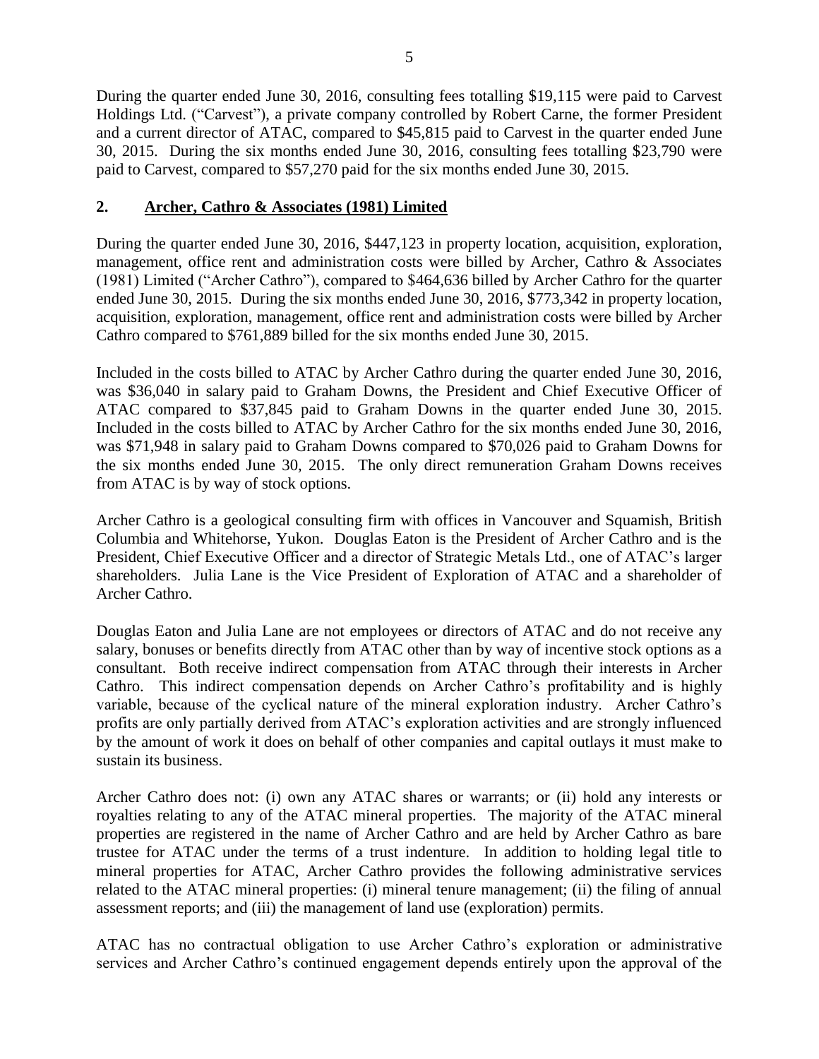During the quarter ended June 30, 2016, consulting fees totalling $19,115 were paid to Carvest Holdings Ltd. ("Carvest"), a private company controlled by Robert Carne, the former President and a current director of ATAC, compared to $45,815 paid to Carvest in the quarter ended June 30, 2015. During the six months ended June 30, 2016, consulting fees totalling $23,790 were paid to Carvest, compared to $57,270 paid for the six months ended June 30, 2015.

## 2. Archer, Cathro & Associates (1981) Limited

During the quarter ended June 30, 2016, $447,123 in property location, acquisition, exploration, management, office rent and administration costs were billed by Archer, Cathro & Associates (1981) Limited ("Archer Cathro"), compared to $464,636 billed by Archer Cathro for the quarter ended June 30, 2015. During the six months ended June 30, 2016, $773,342 in property location, acquisition, exploration, management, office rent and administration costs were billed by Archer Cathro compared to $761,889 billed for the six months ended June 30, 2015.

Included in the costs billed to ATAC by Archer Cathro during the quarter ended June 30, 2016, was $36,040 in salary paid to Graham Downs, the President and Chief Executive Officer of ATAC compared to $37,845 paid to Graham Downs in the quarter ended June 30, 2015. Included in the costs billed to ATAC by Archer Cathro for the six months ended June 30, 2016, was $71,948 in salary paid to Graham Downs compared to $70,026 paid to Graham Downs for the six months ended June 30, 2015. The only direct remuneration Graham Downs receives from ATAC is by way of stock options.

Archer Cathro is a geological consulting firm with offices in Vancouver and Squamish, British Columbia and Whitehorse, Yukon. Douglas Eaton is the President of Archer Cathro and is the President, Chief Executive Officer and a director of Strategic Metals Ltd., one of ATAC's larger shareholders. Julia Lane is the Vice President of Exploration of ATAC and a shareholder of Archer Cathro.

Douglas Eaton and Julia Lane are not employees or directors of ATAC and do not receive any salary, bonuses or benefits directly from ATAC other than by way of incentive stock options as a consultant. Both receive indirect compensation from ATAC through their interests in Archer Cathro. This indirect compensation depends on Archer Cathro's profitability and is highly variable, because of the cyclical nature of the mineral exploration industry. Archer Cathro's profits are only partially derived from ATAC's exploration activities and are strongly influenced by the amount of work it does on behalf of other companies and capital outlays it must make to sustain its business.

Archer Cathro does not: (i) own any ATAC shares or warrants; or (ii) hold any interests or royalties relating to any of the ATAC mineral properties. The majority of the ATAC mineral properties are registered in the name of Archer Cathro and are held by Archer Cathro as bare trustee for ATAC under the terms of a trust indenture. In addition to holding legal title to mineral properties for ATAC, Archer Cathro provides the following administrative services related to the ATAC mineral properties: (i) mineral tenure management; (ii) the filing of annual assessment reports; and (iii) the management of land use (exploration) permits.

ATAC has no contractual obligation to use Archer Cathro's exploration or administrative services and Archer Cathro's continued engagement depends entirely upon the approval of the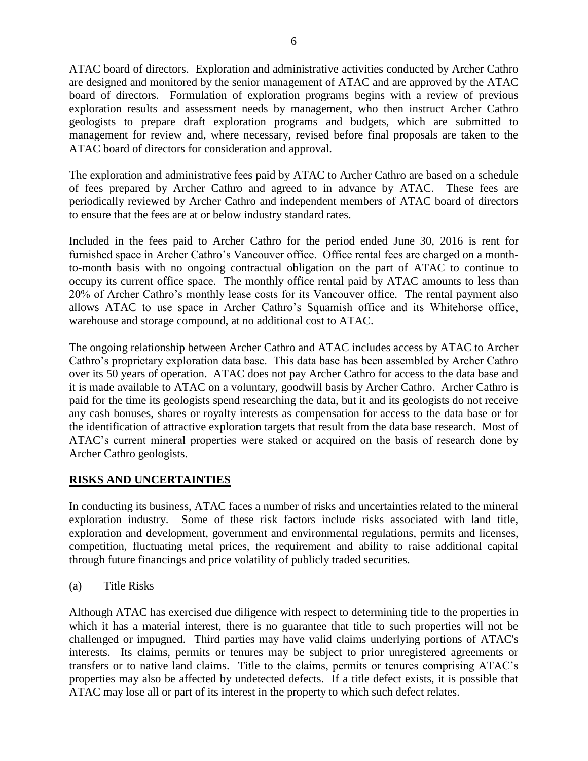ATAC board of directors. Exploration and administrative activities conducted by Archer Cathro are designed and monitored by the senior management of ATAC and are approved by the ATAC board of directors. Formulation of exploration programs begins with a review of previous exploration results and assessment needs by management, who then instruct Archer Cathro geologists to prepare draft exploration programs and budgets, which are submitted to management for review and, where necessary, revised before final proposals are taken to the ATAC board of directors for consideration and approval.

The exploration and administrative fees paid by ATAC to Archer Cathro are based on a schedule of fees prepared by Archer Cathro and agreed to in advance by ATAC. These fees are periodically reviewed by Archer Cathro and independent members of ATAC board of directors to ensure that the fees are at or below industry standard rates.

Included in the fees paid to Archer Cathro for the period ended June 30, 2016 is rent for furnished space in Archer Cathro's Vancouver office. Office rental fees are charged on a month-to-month basis with no ongoing contractual obligation on the part of ATAC to continue to occupy its current office space. The monthly office rental paid by ATAC amounts to less than 20% of Archer Cathro's monthly lease costs for its Vancouver office. The rental payment also allows ATAC to use space in Archer Cathro's Squamish office and its Whitehorse office, warehouse and storage compound, at no additional cost to ATAC.

The ongoing relationship between Archer Cathro and ATAC includes access by ATAC to Archer Cathro's proprietary exploration data base. This data base has been assembled by Archer Cathro over its 50 years of operation. ATAC does not pay Archer Cathro for access to the data base and it is made available to ATAC on a voluntary, goodwill basis by Archer Cathro. Archer Cathro is paid for the time its geologists spend researching the data, but it and its geologists do not receive any cash bonuses, shares or royalty interests as compensation for access to the data base or for the identification of attractive exploration targets that result from the data base research. Most of ATAC's current mineral properties were staked or acquired on the basis of research done by Archer Cathro geologists.

## RISKS AND UNCERTAINTIES

In conducting its business, ATAC faces a number of risks and uncertainties related to the mineral exploration industry. Some of these risk factors include risks associated with land title, exploration and development, government and environmental regulations, permits and licenses, competition, fluctuating metal prices, the requirement and ability to raise additional capital through future financings and price volatility of publicly traded securities.

(a) Title Risks

Although ATAC has exercised due diligence with respect to determining title to the properties in which it has a material interest, there is no guarantee that title to such properties will not be challenged or impugned. Third parties may have valid claims underlying portions of ATAC's interests. Its claims, permits or tenures may be subject to prior unregistered agreements or transfers or to native land claims. Title to the claims, permits or tenures comprising ATAC's properties may also be affected by undetected defects. If a title defect exists, it is possible that ATAC may lose all or part of its interest in the property to which such defect relates.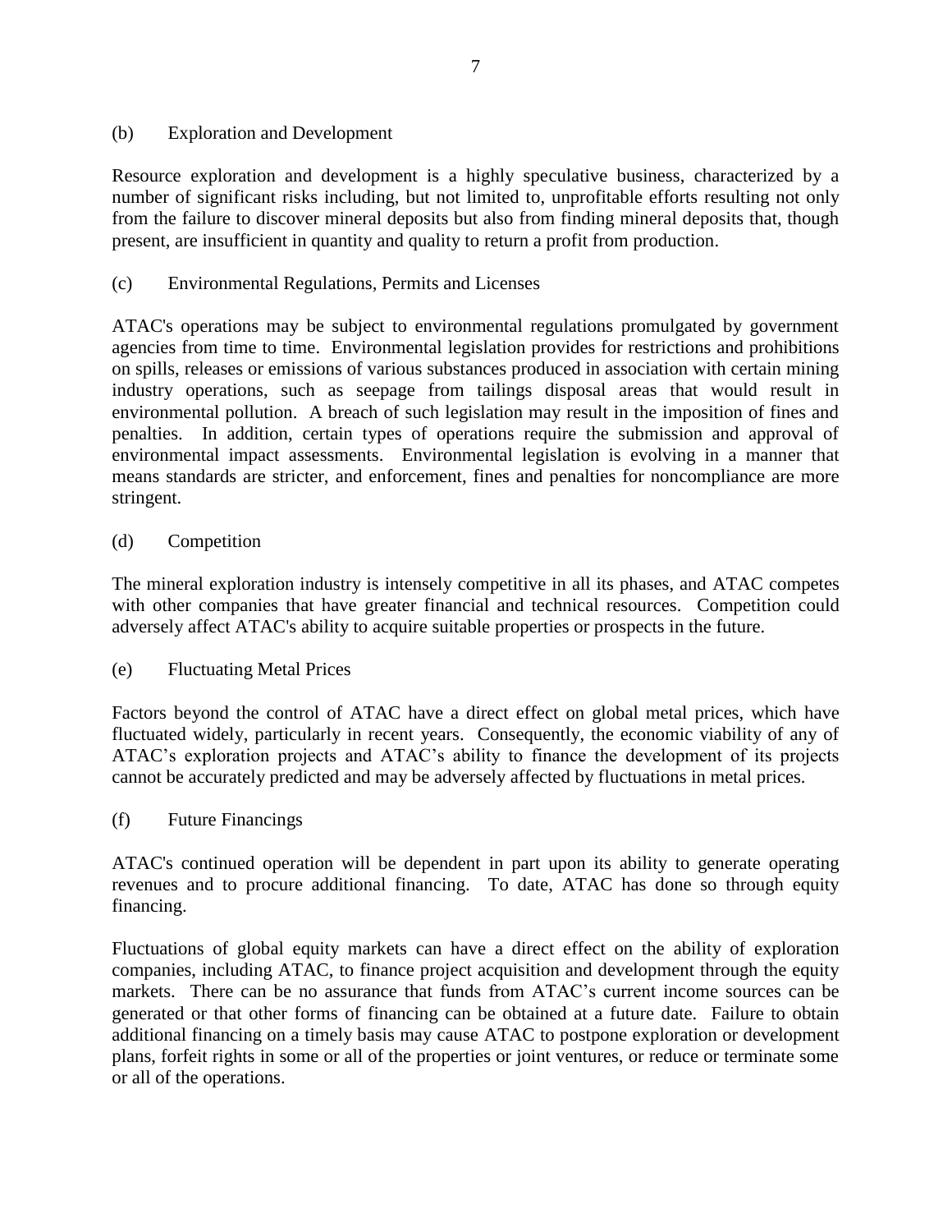### (b) Exploration and Development

Resource exploration and development is a highly speculative business, characterized by a number of significant risks including, but not limited to, unprofitable efforts resulting not only from the failure to discover mineral deposits but also from finding mineral deposits that, though present, are insufficient in quantity and quality to return a profit from production.

### (c) Environmental Regulations, Permits and Licenses

ATAC's operations may be subject to environmental regulations promulgated by government agencies from time to time. Environmental legislation provides for restrictions and prohibitions on spills, releases or emissions of various substances produced in association with certain mining industry operations, such as seepage from tailings disposal areas that would result in environmental pollution. A breach of such legislation may result in the imposition of fines and penalties. In addition, certain types of operations require the submission and approval of environmental impact assessments. Environmental legislation is evolving in a manner that means standards are stricter, and enforcement, fines and penalties for noncompliance are more stringent.

### (d) Competition

The mineral exploration industry is intensely competitive in all its phases, and ATAC competes with other companies that have greater financial and technical resources. Competition could adversely affect ATAC's ability to acquire suitable properties or prospects in the future.

### (e) Fluctuating Metal Prices

Factors beyond the control of ATAC have a direct effect on global metal prices, which have fluctuated widely, particularly in recent years. Consequently, the economic viability of any of ATAC's exploration projects and ATAC's ability to finance the development of its projects cannot be accurately predicted and may be adversely affected by fluctuations in metal prices.

### (f) Future Financings

ATAC's continued operation will be dependent in part upon its ability to generate operating revenues and to procure additional financing. To date, ATAC has done so through equity financing.

Fluctuations of global equity markets can have a direct effect on the ability of exploration companies, including ATAC, to finance project acquisition and development through the equity markets. There can be no assurance that funds from ATAC's current income sources can be generated or that other forms of financing can be obtained at a future date. Failure to obtain additional financing on a timely basis may cause ATAC to postpone exploration or development plans, forfeit rights in some or all of the properties or joint ventures, or reduce or terminate some or all of the operations.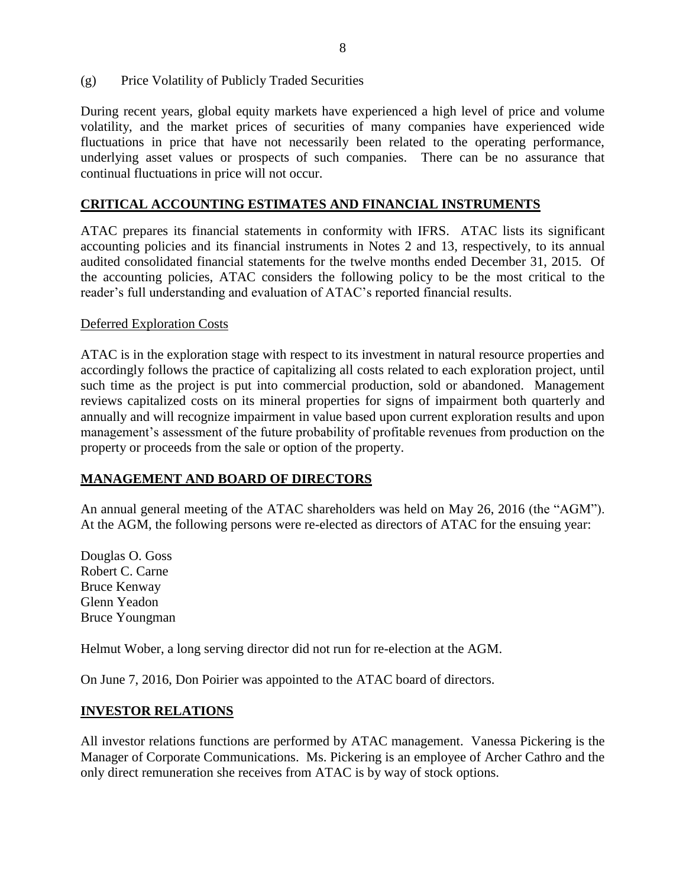(g) Price Volatility of Publicly Traded Securities

During recent years, global equity markets have experienced a high level of price and volume volatility, and the market prices of securities of many companies have experienced wide fluctuations in price that have not necessarily been related to the operating performance, underlying asset values or prospects of such companies. There can be no assurance that continual fluctuations in price will not occur.

## CRITICAL ACCOUNTING ESTIMATES AND FINANCIAL INSTRUMENTS

ATAC prepares its financial statements in conformity with IFRS. ATAC lists its significant accounting policies and its financial instruments in Notes 2 and 13, respectively, to its annual audited consolidated financial statements for the twelve months ended December 31, 2015. Of the accounting policies, ATAC considers the following policy to be the most critical to the reader's full understanding and evaluation of ATAC's reported financial results.

### Deferred Exploration Costs

ATAC is in the exploration stage with respect to its investment in natural resource properties and accordingly follows the practice of capitalizing all costs related to each exploration project, until such time as the project is put into commercial production, sold or abandoned. Management reviews capitalized costs on its mineral properties for signs of impairment both quarterly and annually and will recognize impairment in value based upon current exploration results and upon management's assessment of the future probability of profitable revenues from production on the property or proceeds from the sale or option of the property.

## MANAGEMENT AND BOARD OF DIRECTORS

An annual general meeting of the ATAC shareholders was held on May 26, 2016 (the "AGM"). At the AGM, the following persons were re-elected as directors of ATAC for the ensuing year:

Douglas O. Goss
Robert C. Carne
Bruce Kenway
Glenn Yeadon
Bruce Youngman

Helmut Wober, a long serving director did not run for re-election at the AGM.

On June 7, 2016, Don Poirier was appointed to the ATAC board of directors.

## INVESTOR RELATIONS

All investor relations functions are performed by ATAC management. Vanessa Pickering is the Manager of Corporate Communications. Ms. Pickering is an employee of Archer Cathro and the only direct remuneration she receives from ATAC is by way of stock options.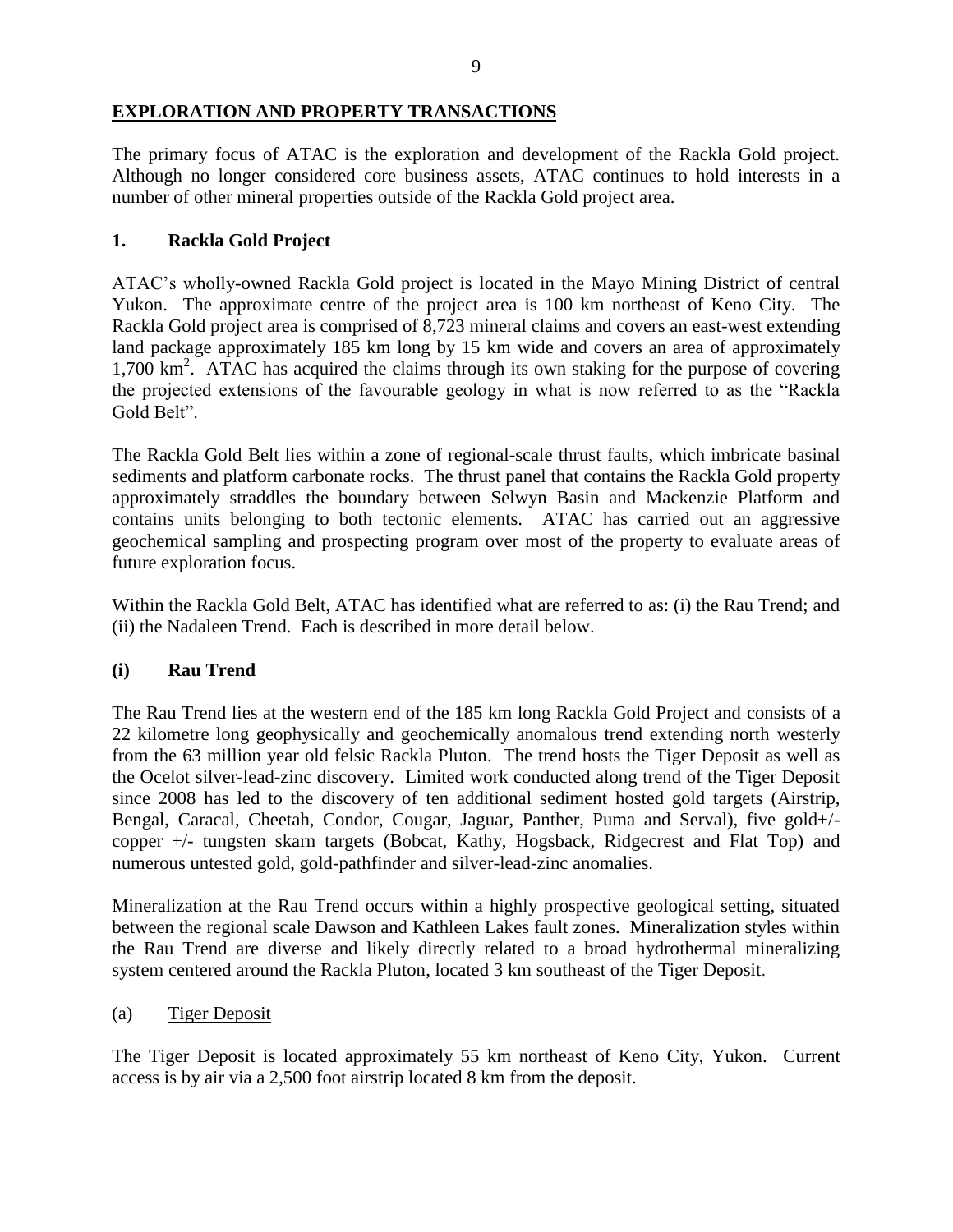## EXPLORATION AND PROPERTY TRANSACTIONS

The primary focus of ATAC is the exploration and development of the Rackla Gold project. Although no longer considered core business assets, ATAC continues to hold interests in a number of other mineral properties outside of the Rackla Gold project area.

### 1. Rackla Gold Project

ATAC's wholly-owned Rackla Gold project is located in the Mayo Mining District of central Yukon. The approximate centre of the project area is 100 km northeast of Keno City. The Rackla Gold project area is comprised of 8,723 mineral claims and covers an east-west extending land package approximately 185 km long by 15 km wide and covers an area of approximately 1,700 $km^2$. ATAC has acquired the claims through its own staking for the purpose of covering the projected extensions of the favourable geology in what is now referred to as the "Rackla Gold Belt".

The Rackla Gold Belt lies within a zone of regional-scale thrust faults, which imbricate basinal sediments and platform carbonate rocks. The thrust panel that contains the Rackla Gold property approximately straddles the boundary between Selwyn Basin and Mackenzie Platform and contains units belonging to both tectonic elements. ATAC has carried out an aggressive geochemical sampling and prospecting program over most of the property to evaluate areas of future exploration focus.

Within the Rackla Gold Belt, ATAC has identified what are referred to as: (i) the Rau Trend; and (ii) the Nadaleen Trend. Each is described in more detail below.

### (i) Rau Trend

The Rau Trend lies at the western end of the 185 km long Rackla Gold Project and consists of a 22 kilometre long geophysically and geochemically anomalous trend extending north westerly from the 63 million year old felsic Rackla Pluton. The trend hosts the Tiger Deposit as well as the Ocelot silver-lead-zinc discovery. Limited work conducted along trend of the Tiger Deposit since 2008 has led to the discovery of ten additional sediment hosted gold targets (Airstrip, Bengal, Caracal, Cheetah, Condor, Cougar, Jaguar, Panther, Puma and Serval), five gold+/- copper +/- tungsten skarn targets (Bobcat, Kathy, Hogsback, Ridgecrest and Flat Top) and numerous untested gold, gold-pathfinder and silver-lead-zinc anomalies.

Mineralization at the Rau Trend occurs within a highly prospective geological setting, situated between the regional scale Dawson and Kathleen Lakes fault zones. Mineralization styles within the Rau Trend are diverse and likely directly related to a broad hydrothermal mineralizing system centered around the Rackla Pluton, located 3 km southeast of the Tiger Deposit.

(a) Tiger Deposit

The Tiger Deposit is located approximately 55 km northeast of Keno City, Yukon. Current access is by air via a 2,500 foot airstrip located 8 km from the deposit.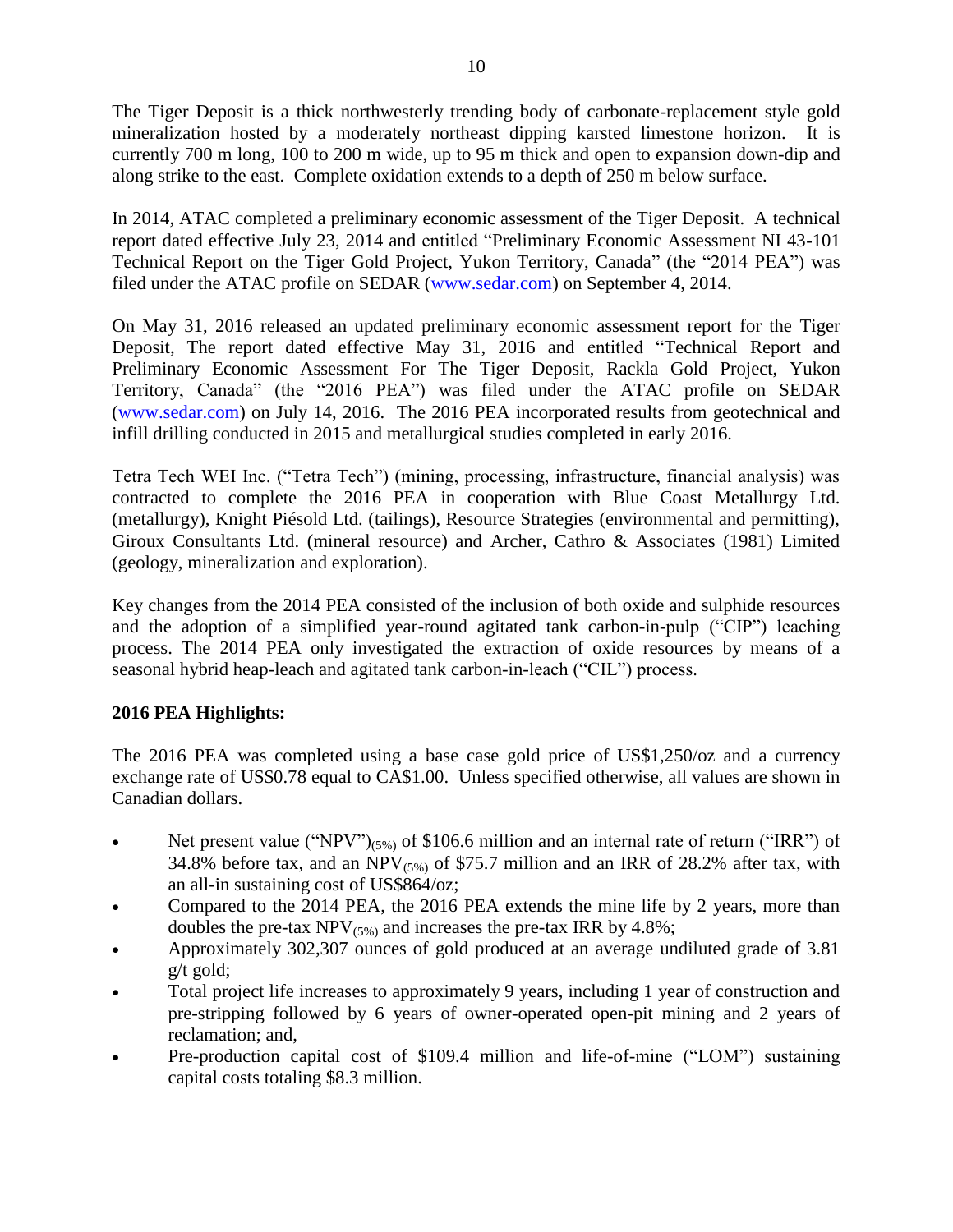The Tiger Deposit is a thick northwesterly trending body of carbonate-replacement style gold mineralization hosted by a moderately northeast dipping karsted limestone horizon. It is currently 700 m long, 100 to 200 m wide, up to 95 m thick and open to expansion down-dip and along strike to the east. Complete oxidation extends to a depth of 250 m below surface.

In 2014, ATAC completed a preliminary economic assessment of the Tiger Deposit. A technical report dated effective July 23, 2014 and entitled "Preliminary Economic Assessment NI 43-101 Technical Report on the Tiger Gold Project, Yukon Territory, Canada" (the "2014 PEA") was filed under the ATAC profile on SEDAR (www.sedar.com) on September 4, 2014.

On May 31, 2016 released an updated preliminary economic assessment report for the Tiger Deposit, The report dated effective May 31, 2016 and entitled "Technical Report and Preliminary Economic Assessment For The Tiger Deposit, Rackla Gold Project, Yukon Territory, Canada" (the "2016 PEA") was filed under the ATAC profile on SEDAR (www.sedar.com) on July 14, 2016. The 2016 PEA incorporated results from geotechnical and infill drilling conducted in 2015 and metallurgical studies completed in early 2016.

Tetra Tech WEI Inc. ("Tetra Tech") (mining, processing, infrastructure, financial analysis) was contracted to complete the 2016 PEA in cooperation with Blue Coast Metallurgy Ltd. (metallurgy), Knight Piésold Ltd. (tailings), Resource Strategies (environmental and permitting), Giroux Consultants Ltd. (mineral resource) and Archer, Cathro & Associates (1981) Limited (geology, mineralization and exploration).

Key changes from the 2014 PEA consisted of the inclusion of both oxide and sulphide resources and the adoption of a simplified year-round agitated tank carbon-in-pulp ("CIP") leaching process. The 2014 PEA only investigated the extraction of oxide resources by means of a seasonal hybrid heap-leach and agitated tank carbon-in-leach ("CIL") process.

**2016 PEA Highlights:**

The 2016 PEA was completed using a base case gold price of US$1,250/oz and a currency exchange rate of US$0.78 equal to CA$1.00. Unless specified otherwise, all values are shown in Canadian dollars.

- Net present value ("NPV")$_{(5\%)}$ of $106.6 million and an internal rate of return ("IRR") of 34.8% before tax, and an NPV$_{(5\%)}$ of $75.7 million and an IRR of 28.2% after tax, with an all-in sustaining cost of US$864/oz;
- Compared to the 2014 PEA, the 2016 PEA extends the mine life by 2 years, more than doubles the pre-tax NPV$_{(5\%)}$ and increases the pre-tax IRR by 4.8%;
- Approximately 302,307 ounces of gold produced at an average undiluted grade of 3.81 g/t gold;
- Total project life increases to approximately 9 years, including 1 year of construction and pre-stripping followed by 6 years of owner-operated open-pit mining and 2 years of reclamation; and,
- Pre-production capital cost of $109.4 million and life-of-mine ("LOM") sustaining capital costs totaling $8.3 million.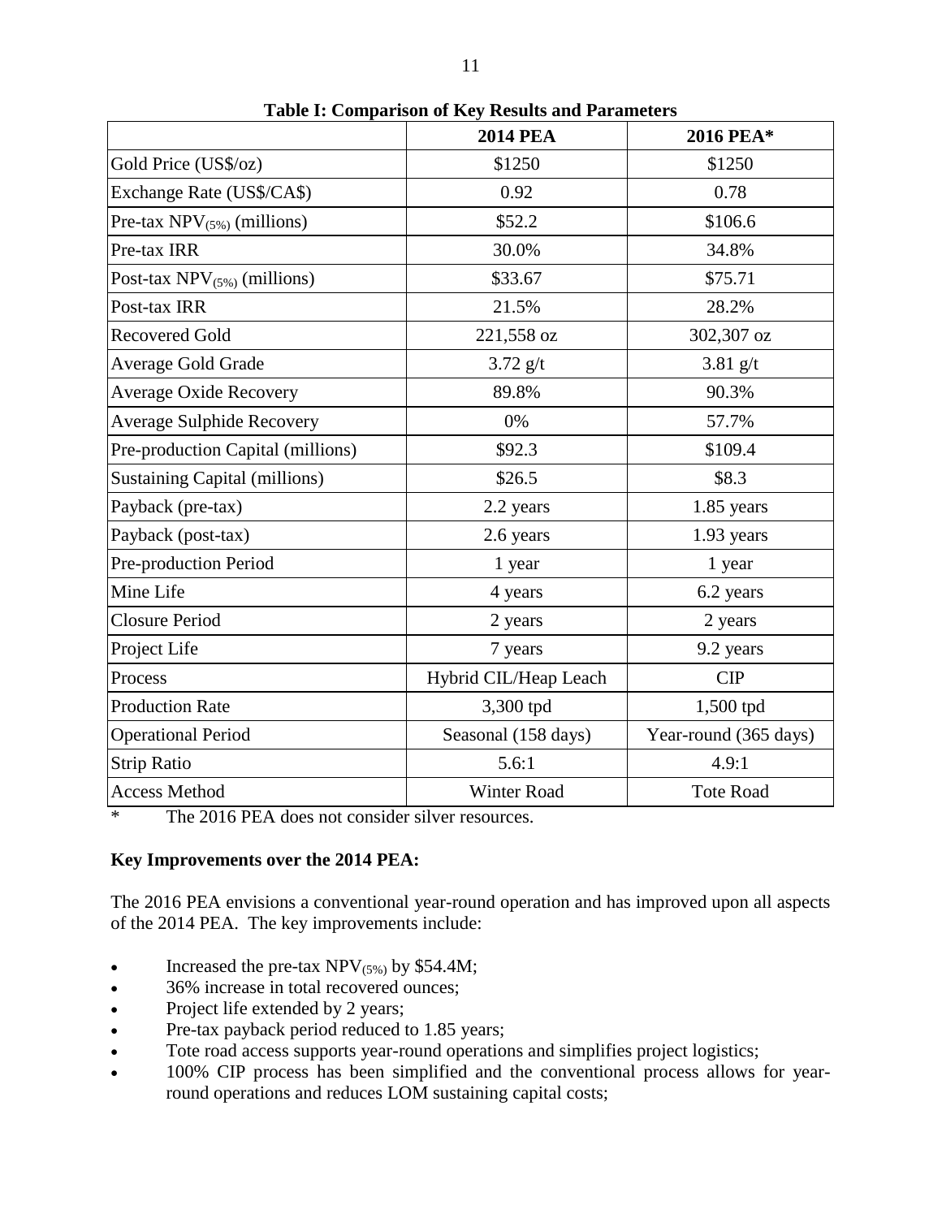**Table I: Comparison of Key Results and Parameters**

| | 2014 PEA | 2016 PEA* |
|---|---|---|
| Gold Price (US$/oz) | $1250 | $1250 |
| Exchange Rate (US$/CA$) | 0.92 | 0.78 |
| Pre-tax $NPV_{(5\%)}$ (millions) | $52.2 | $106.6 |
| Pre-tax IRR | 30.0% | 34.8% |
| Post-tax $NPV_{(5\%)}$ (millions) | $33.67 | $75.71 |
| Post-tax IRR | 21.5% | 28.2% |
| Recovered Gold | 221,558 oz | 302,307 oz |
| Average Gold Grade | 3.72 g/t | 3.81 g/t |
| Average Oxide Recovery | 89.8% | 90.3% |
| Average Sulphide Recovery | 0% | 57.7% |
| Pre-production Capital (millions) | $92.3 | $109.4 |
| Sustaining Capital (millions) | $26.5 | $8.3 |
| Payback (pre-tax) | 2.2 years | 1.85 years |
| Payback (post-tax) | 2.6 years | 1.93 years |
| Pre-production Period | 1 year | 1 year |
| Mine Life | 4 years | 6.2 years |
| Closure Period | 2 years | 2 years |
| Project Life | 7 years | 9.2 years |
| Process | Hybrid CIL/Heap Leach | CIP |
| Production Rate | 3,300 tpd | 1,500 tpd |
| Operational Period | Seasonal (158 days) | Year-round (365 days) |
| Strip Ratio | 5.6:1 | 4.9:1 |
| Access Method | Winter Road | Tote Road |

\* The 2016 PEA does not consider silver resources.

**Key Improvements over the 2014 PEA:**

The 2016 PEA envisions a conventional year-round operation and has improved upon all aspects of the 2014 PEA. The key improvements include:

- Increased the pre-tax $NPV_{(5\%)}$ by $54.4M;
- 36% increase in total recovered ounces;
- Project life extended by 2 years;
- Pre-tax payback period reduced to 1.85 years;
- Tote road access supports year-round operations and simplifies project logistics;
- 100% CIP process has been simplified and the conventional process allows for year-round operations and reduces LOM sustaining capital costs;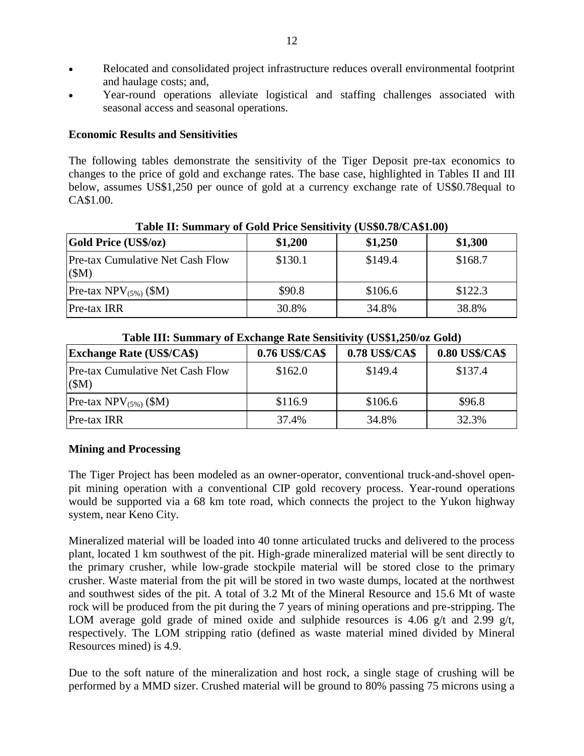- Relocated and consolidated project infrastructure reduces overall environmental footprint and haulage costs; and,
- Year-round operations alleviate logistical and staffing challenges associated with seasonal access and seasonal operations.

**Economic Results and Sensitivities**

The following tables demonstrate the sensitivity of the Tiger Deposit pre-tax economics to changes to the price of gold and exchange rates. The base case, highlighted in Tables II and III below, assumes US$1,250 per ounce of gold at a currency exchange rate of US$0.78equal to CA$1.00.

**Table II: Summary of Gold Price Sensitivity (US$0.78/CA$1.00)**

| Gold Price (US$/oz) | $1,200 | $1,250 | $1,300 |
|---|---|---|---|
| Pre-tax Cumulative Net Cash Flow ($M) | $130.1 | $149.4 | $168.7 |
| Pre-tax $NPV_{(5\%)}$ ($M) | $90.8 | $106.6 | $122.3 |
| Pre-tax IRR | 30.8% | 34.8% | 38.8% |

**Table III: Summary of Exchange Rate Sensitivity (US$1,250/oz Gold)**

| Exchange Rate (US$/CA$) | 0.76 US$/CA$ | 0.78 US$/CA$ | 0.80 US$/CA$ |
|---|---|---|---|
| Pre-tax Cumulative Net Cash Flow ($M) | $162.0 | $149.4 | $137.4 |
| Pre-tax $NPV_{(5\%)}$ ($M) | $116.9 | $106.6 | $96.8 |
| Pre-tax IRR | 37.4% | 34.8% | 32.3% |

**Mining and Processing**

The Tiger Project has been modeled as an owner-operator, conventional truck-and-shovel open-pit mining operation with a conventional CIP gold recovery process. Year-round operations would be supported via a 68 km tote road, which connects the project to the Yukon highway system, near Keno City.

Mineralized material will be loaded into 40 tonne articulated trucks and delivered to the process plant, located 1 km southwest of the pit. High-grade mineralized material will be sent directly to the primary crusher, while low-grade stockpile material will be stored close to the primary crusher. Waste material from the pit will be stored in two waste dumps, located at the northwest and southwest sides of the pit. A total of 3.2 Mt of the Mineral Resource and 15.6 Mt of waste rock will be produced from the pit during the 7 years of mining operations and pre-stripping. The LOM average gold grade of mined oxide and sulphide resources is 4.06 g/t and 2.99 g/t, respectively. The LOM stripping ratio (defined as waste material mined divided by Mineral Resources mined) is 4.9.

Due to the soft nature of the mineralization and host rock, a single stage of crushing will be performed by a MMD sizer. Crushed material will be ground to 80% passing 75 microns using a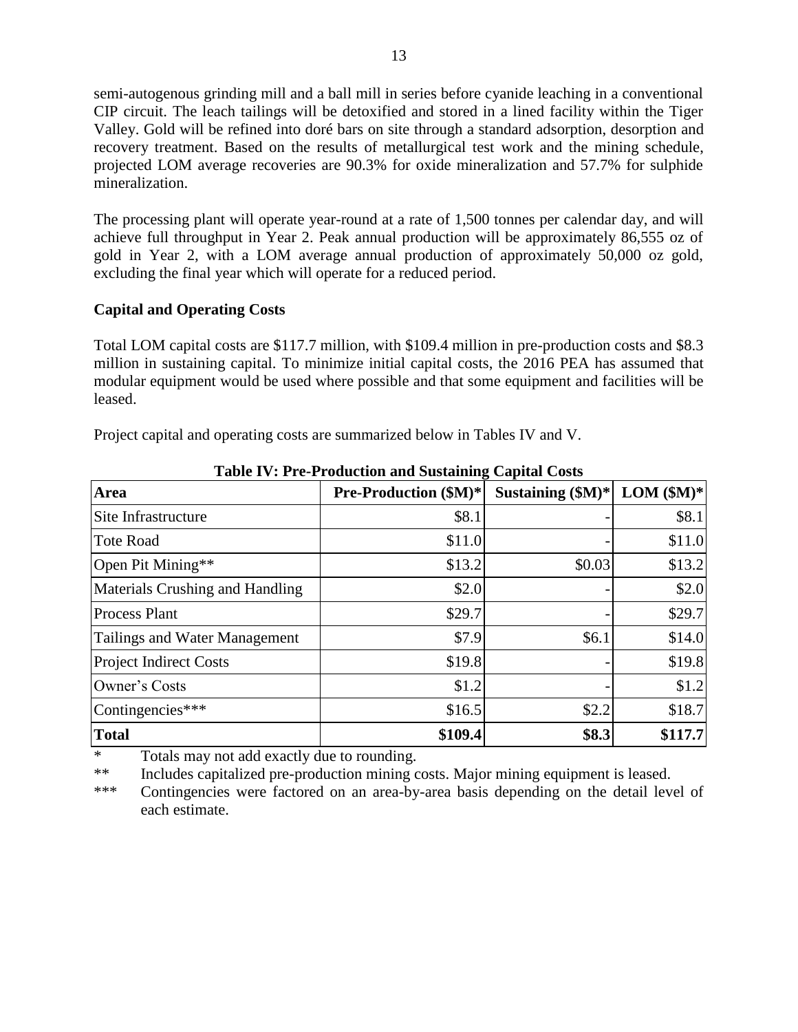semi-autogenous grinding mill and a ball mill in series before cyanide leaching in a conventional CIP circuit. The leach tailings will be detoxified and stored in a lined facility within the Tiger Valley. Gold will be refined into doré bars on site through a standard adsorption, desorption and recovery treatment. Based on the results of metallurgical test work and the mining schedule, projected LOM average recoveries are 90.3% for oxide mineralization and 57.7% for sulphide mineralization.

The processing plant will operate year-round at a rate of 1,500 tonnes per calendar day, and will achieve full throughput in Year 2. Peak annual production will be approximately 86,555 oz of gold in Year 2, with a LOM average annual production of approximately 50,000 oz gold, excluding the final year which will operate for a reduced period.

**Capital and Operating Costs**

Total LOM capital costs are $117.7 million, with $109.4 million in pre-production costs and $8.3 million in sustaining capital. To minimize initial capital costs, the 2016 PEA has assumed that modular equipment would be used where possible and that some equipment and facilities will be leased.

Project capital and operating costs are summarized below in Tables IV and V.

**Table IV: Pre-Production and Sustaining Capital Costs**

| **Area** | **Pre-Production ($M)*** | **Sustaining ($M)*** | **LOM ($M)*** |
|---|---:|---:|---:|
| Site Infrastructure | $8.1 | - | $8.1 |
| Tote Road | $11.0 | - | $11.0 |
| Open Pit Mining** | $13.2 | $0.03 | $13.2 |
| Materials Crushing and Handling | $2.0 | - | $2.0 |
| Process Plant | $29.7 | - | $29.7 |
| Tailings and Water Management | $7.9 | $6.1 | $14.0 |
| Project Indirect Costs | $19.8 | - | $19.8 |
| Owner's Costs | $1.2 | - | $1.2 |
| Contingencies*** | $16.5 | $2.2 | $18.7 |
| **Total** | **$109.4** | **$8.3** | **$117.7** |

\* Totals may not add exactly due to rounding.

** Includes capitalized pre-production mining costs. Major mining equipment is leased.

*** Contingencies were factored on an area-by-area basis depending on the detail level of each estimate.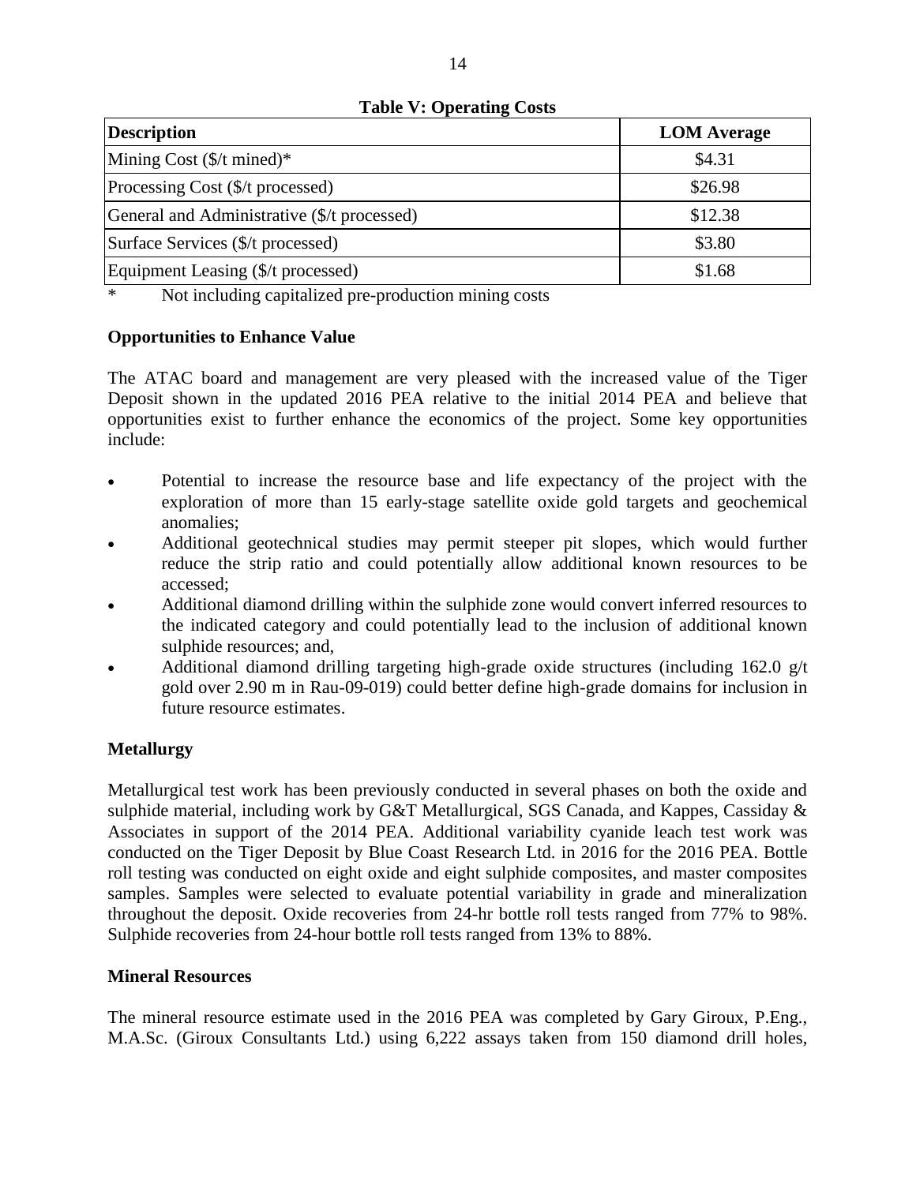**Table V: Operating Costs**

| Description | LOM Average |
|---|---|
| Mining Cost ($/t mined)* | $4.31 |
| Processing Cost ($/t processed) | $26.98 |
| General and Administrative ($/t processed) | $12.38 |
| Surface Services ($/t processed) | $3.80 |
| Equipment Leasing ($/t processed) | $1.68 |

\* Not including capitalized pre-production mining costs

**Opportunities to Enhance Value**

The ATAC board and management are very pleased with the increased value of the Tiger Deposit shown in the updated 2016 PEA relative to the initial 2014 PEA and believe that opportunities exist to further enhance the economics of the project. Some key opportunities include:

- Potential to increase the resource base and life expectancy of the project with the exploration of more than 15 early-stage satellite oxide gold targets and geochemical anomalies;
- Additional geotechnical studies may permit steeper pit slopes, which would further reduce the strip ratio and could potentially allow additional known resources to be accessed;
- Additional diamond drilling within the sulphide zone would convert inferred resources to the indicated category and could potentially lead to the inclusion of additional known sulphide resources; and,
- Additional diamond drilling targeting high-grade oxide structures (including 162.0 g/t gold over 2.90 m in Rau-09-019) could better define high-grade domains for inclusion in future resource estimates.

**Metallurgy**

Metallurgical test work has been previously conducted in several phases on both the oxide and sulphide material, including work by G&T Metallurgical, SGS Canada, and Kappes, Cassiday & Associates in support of the 2014 PEA. Additional variability cyanide leach test work was conducted on the Tiger Deposit by Blue Coast Research Ltd. in 2016 for the 2016 PEA. Bottle roll testing was conducted on eight oxide and eight sulphide composites, and master composites samples. Samples were selected to evaluate potential variability in grade and mineralization throughout the deposit. Oxide recoveries from 24-hr bottle roll tests ranged from 77% to 98%. Sulphide recoveries from 24-hour bottle roll tests ranged from 13% to 88%.

**Mineral Resources**

The mineral resource estimate used in the 2016 PEA was completed by Gary Giroux, P.Eng., M.A.Sc. (Giroux Consultants Ltd.) using 6,222 assays taken from 150 diamond drill holes,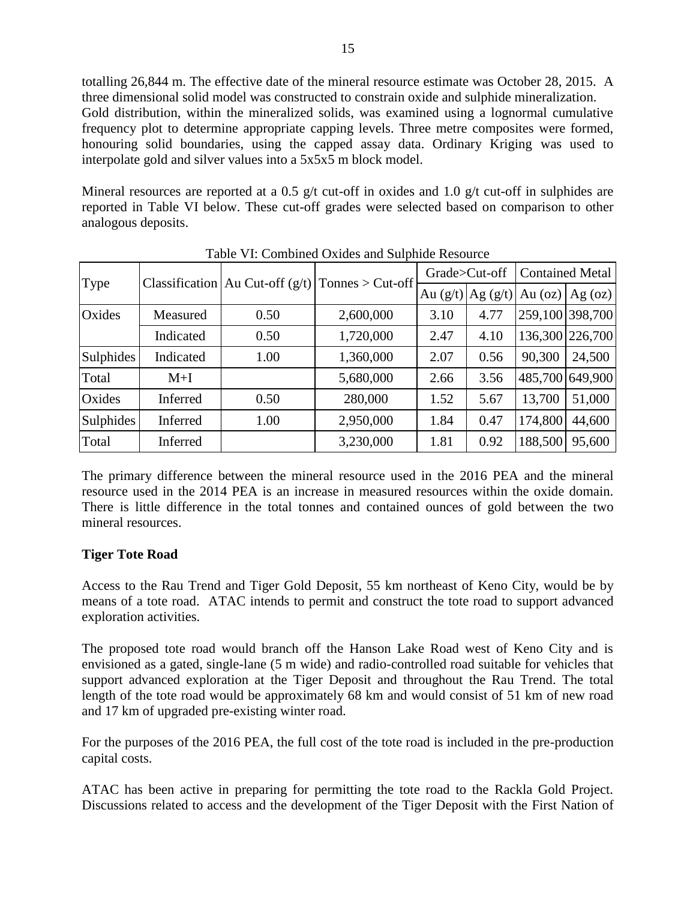totalling 26,844 m. The effective date of the mineral resource estimate was October 28, 2015. A three dimensional solid model was constructed to constrain oxide and sulphide mineralization. Gold distribution, within the mineralized solids, was examined using a lognormal cumulative frequency plot to determine appropriate capping levels. Three metre composites were formed, honouring solid boundaries, using the capped assay data. Ordinary Kriging was used to interpolate gold and silver values into a 5x5x5 m block model.

Mineral resources are reported at a 0.5 g/t cut-off in oxides and 1.0 g/t cut-off in sulphides are reported in Table VI below. These cut-off grades were selected based on comparison to other analogous deposits.

Table VI: Combined Oxides and Sulphide Resource

| Type | Classification | Au Cut-off (g/t) | Tonnes > Cut-off | Grade>Cut-off | | Contained Metal | |
|---|---|---|---|---|---|---|---|
| | | | | Au (g/t) | Ag (g/t) | Au (oz) | Ag (oz) |
| Oxides | Measured | 0.50 | 2,600,000 | 3.10 | 4.77 | 259,100 | 398,700 |
| | Indicated | 0.50 | 1,720,000 | 2.47 | 4.10 | 136,300 | 226,700 |
| Sulphides | Indicated | 1.00 | 1,360,000 | 2.07 | 0.56 | 90,300 | 24,500 |
| Total | M+I | | 5,680,000 | 2.66 | 3.56 | 485,700 | 649,900 |
| Oxides | Inferred | 0.50 | 280,000 | 1.52 | 5.67 | 13,700 | 51,000 |
| Sulphides | Inferred | 1.00 | 2,950,000 | 1.84 | 0.47 | 174,800 | 44,600 |
| Total | Inferred | | 3,230,000 | 1.81 | 0.92 | 188,500 | 95,600 |

The primary difference between the mineral resource used in the 2016 PEA and the mineral resource used in the 2014 PEA is an increase in measured resources within the oxide domain. There is little difference in the total tonnes and contained ounces of gold between the two mineral resources.

**Tiger Tote Road**

Access to the Rau Trend and Tiger Gold Deposit, 55 km northeast of Keno City, would be by means of a tote road. ATAC intends to permit and construct the tote road to support advanced exploration activities.

The proposed tote road would branch off the Hanson Lake Road west of Keno City and is envisioned as a gated, single-lane (5 m wide) and radio-controlled road suitable for vehicles that support advanced exploration at the Tiger Deposit and throughout the Rau Trend. The total length of the tote road would be approximately 68 km and would consist of 51 km of new road and 17 km of upgraded pre-existing winter road.

For the purposes of the 2016 PEA, the full cost of the tote road is included in the pre-production capital costs.

ATAC has been active in preparing for permitting the tote road to the Rackla Gold Project. Discussions related to access and the development of the Tiger Deposit with the First Nation of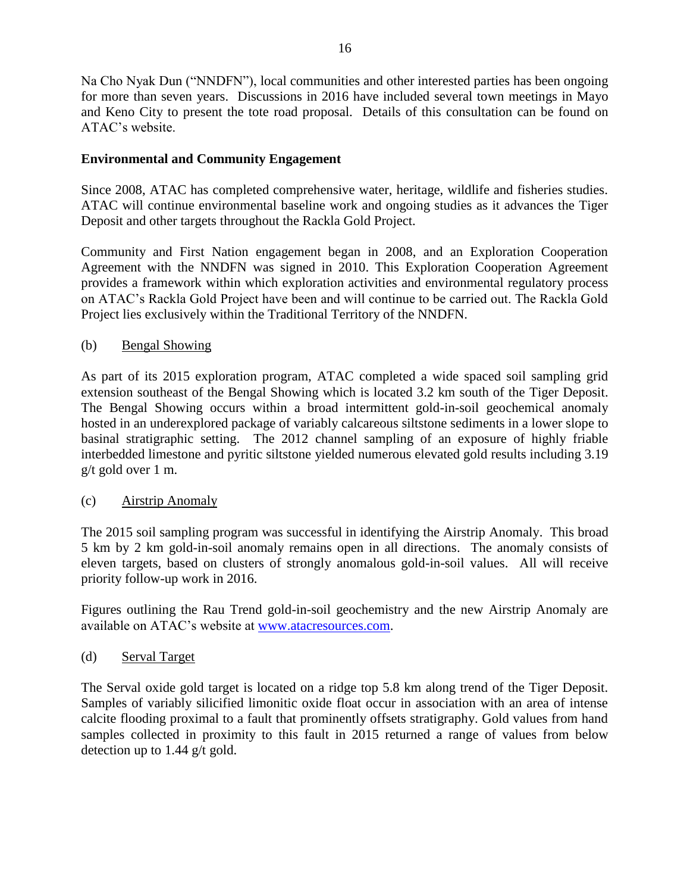Na Cho Nyak Dun ("NNDFN"), local communities and other interested parties has been ongoing for more than seven years. Discussions in 2016 have included several town meetings in Mayo and Keno City to present the tote road proposal. Details of this consultation can be found on ATAC's website.

**Environmental and Community Engagement**

Since 2008, ATAC has completed comprehensive water, heritage, wildlife and fisheries studies. ATAC will continue environmental baseline work and ongoing studies as it advances the Tiger Deposit and other targets throughout the Rackla Gold Project.

Community and First Nation engagement began in 2008, and an Exploration Cooperation Agreement with the NNDFN was signed in 2010. This Exploration Cooperation Agreement provides a framework within which exploration activities and environmental regulatory process on ATAC's Rackla Gold Project have been and will continue to be carried out. The Rackla Gold Project lies exclusively within the Traditional Territory of the NNDFN.

(b) Bengal Showing

As part of its 2015 exploration program, ATAC completed a wide spaced soil sampling grid extension southeast of the Bengal Showing which is located 3.2 km south of the Tiger Deposit. The Bengal Showing occurs within a broad intermittent gold-in-soil geochemical anomaly hosted in an underexplored package of variably calcareous siltstone sediments in a lower slope to basinal stratigraphic setting. The 2012 channel sampling of an exposure of highly friable interbedded limestone and pyritic siltstone yielded numerous elevated gold results including 3.19 g/t gold over 1 m.

(c) Airstrip Anomaly

The 2015 soil sampling program was successful in identifying the Airstrip Anomaly. This broad 5 km by 2 km gold-in-soil anomaly remains open in all directions. The anomaly consists of eleven targets, based on clusters of strongly anomalous gold-in-soil values. All will receive priority follow-up work in 2016.

Figures outlining the Rau Trend gold-in-soil geochemistry and the new Airstrip Anomaly are available on ATAC's website at www.atacresources.com.

(d) Serval Target

The Serval oxide gold target is located on a ridge top 5.8 km along trend of the Tiger Deposit. Samples of variably silicified limonitic oxide float occur in association with an area of intense calcite flooding proximal to a fault that prominently offsets stratigraphy. Gold values from hand samples collected in proximity to this fault in 2015 returned a range of values from below detection up to 1.44 g/t gold.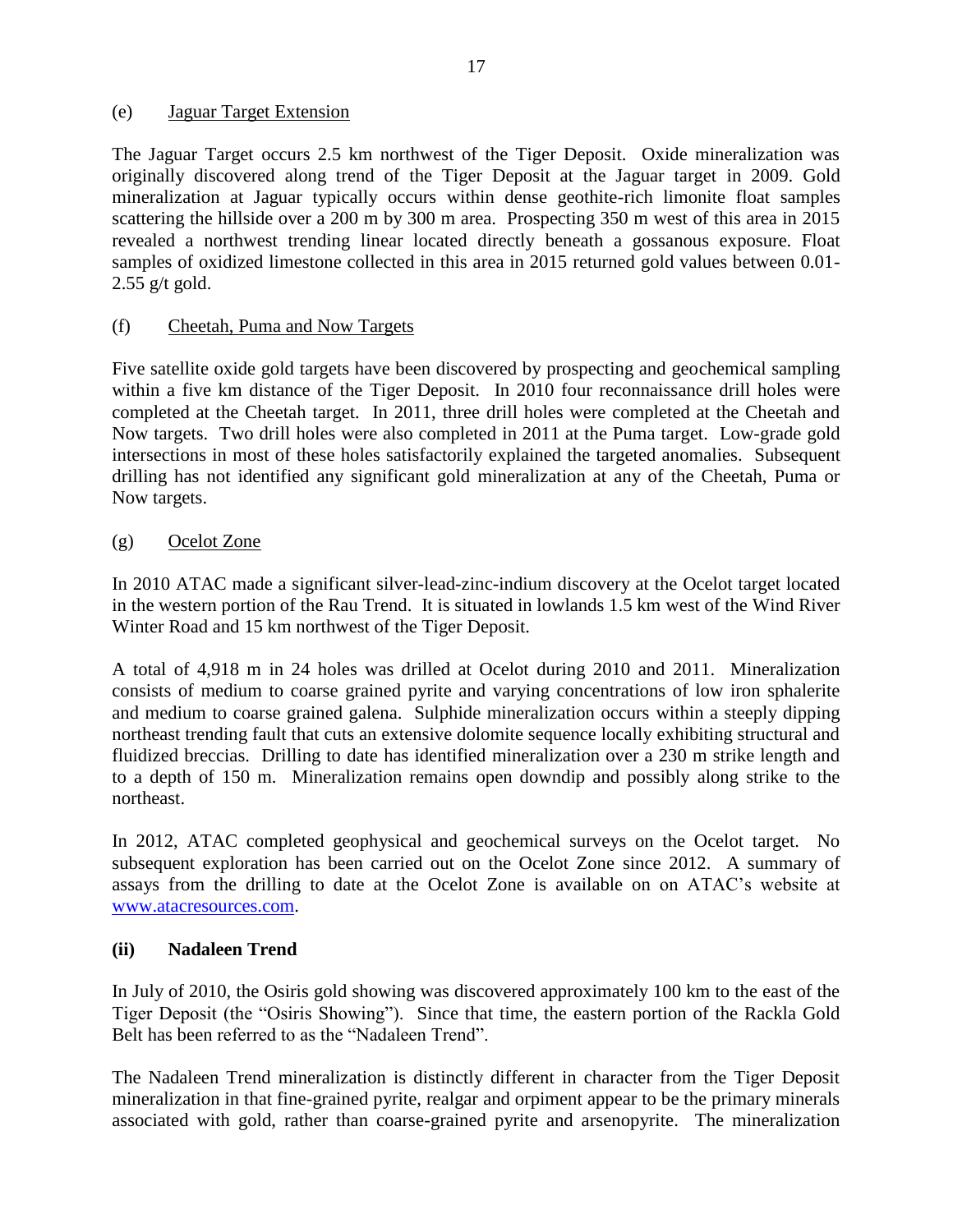(e) Jaguar Target Extension

The Jaguar Target occurs 2.5 km northwest of the Tiger Deposit. Oxide mineralization was originally discovered along trend of the Tiger Deposit at the Jaguar target in 2009. Gold mineralization at Jaguar typically occurs within dense geothite-rich limonite float samples scattering the hillside over a 200 m by 300 m area. Prospecting 350 m west of this area in 2015 revealed a northwest trending linear located directly beneath a gossanous exposure. Float samples of oxidized limestone collected in this area in 2015 returned gold values between 0.01-2.55 g/t gold.

(f) Cheetah, Puma and Now Targets

Five satellite oxide gold targets have been discovered by prospecting and geochemical sampling within a five km distance of the Tiger Deposit. In 2010 four reconnaissance drill holes were completed at the Cheetah target. In 2011, three drill holes were completed at the Cheetah and Now targets. Two drill holes were also completed in 2011 at the Puma target. Low-grade gold intersections in most of these holes satisfactorily explained the targeted anomalies. Subsequent drilling has not identified any significant gold mineralization at any of the Cheetah, Puma or Now targets.

(g) Ocelot Zone

In 2010 ATAC made a significant silver-lead-zinc-indium discovery at the Ocelot target located in the western portion of the Rau Trend. It is situated in lowlands 1.5 km west of the Wind River Winter Road and 15 km northwest of the Tiger Deposit.

A total of 4,918 m in 24 holes was drilled at Ocelot during 2010 and 2011. Mineralization consists of medium to coarse grained pyrite and varying concentrations of low iron sphalerite and medium to coarse grained galena. Sulphide mineralization occurs within a steeply dipping northeast trending fault that cuts an extensive dolomite sequence locally exhibiting structural and fluidized breccias. Drilling to date has identified mineralization over a 230 m strike length and to a depth of 150 m. Mineralization remains open downdip and possibly along strike to the northeast.

In 2012, ATAC completed geophysical and geochemical surveys on the Ocelot target. No subsequent exploration has been carried out on the Ocelot Zone since 2012. A summary of assays from the drilling to date at the Ocelot Zone is available on on ATAC's website at www.atacresources.com.

**(ii) Nadaleen Trend**

In July of 2010, the Osiris gold showing was discovered approximately 100 km to the east of the Tiger Deposit (the "Osiris Showing"). Since that time, the eastern portion of the Rackla Gold Belt has been referred to as the "Nadaleen Trend".

The Nadaleen Trend mineralization is distinctly different in character from the Tiger Deposit mineralization in that fine-grained pyrite, realgar and orpiment appear to be the primary minerals associated with gold, rather than coarse-grained pyrite and arsenopyrite. The mineralization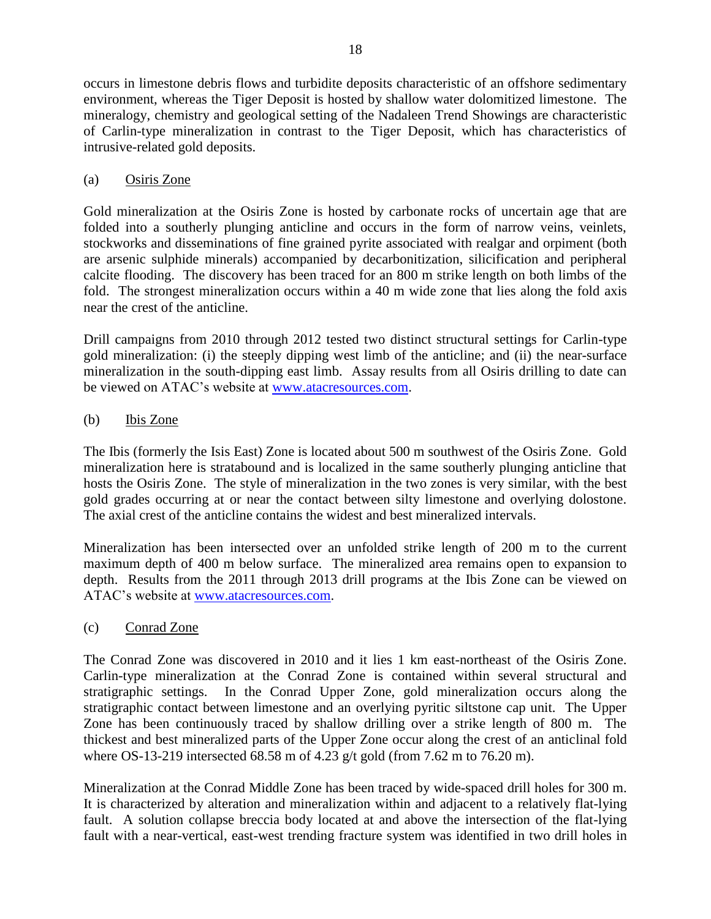occurs in limestone debris flows and turbidite deposits characteristic of an offshore sedimentary environment, whereas the Tiger Deposit is hosted by shallow water dolomitized limestone. The mineralogy, chemistry and geological setting of the Nadaleen Trend Showings are characteristic of Carlin-type mineralization in contrast to the Tiger Deposit, which has characteristics of intrusive-related gold deposits.

(a) Osiris Zone

Gold mineralization at the Osiris Zone is hosted by carbonate rocks of uncertain age that are folded into a southerly plunging anticline and occurs in the form of narrow veins, veinlets, stockworks and disseminations of fine grained pyrite associated with realgar and orpiment (both are arsenic sulphide minerals) accompanied by decarbonitization, silicification and peripheral calcite flooding. The discovery has been traced for an 800 m strike length on both limbs of the fold. The strongest mineralization occurs within a 40 m wide zone that lies along the fold axis near the crest of the anticline.

Drill campaigns from 2010 through 2012 tested two distinct structural settings for Carlin-type gold mineralization: (i) the steeply dipping west limb of the anticline; and (ii) the near-surface mineralization in the south-dipping east limb. Assay results from all Osiris drilling to date can be viewed on ATAC's website at [www.atacresources.com](www.atacresources.com).

(b) Ibis Zone

The Ibis (formerly the Isis East) Zone is located about 500 m southwest of the Osiris Zone. Gold mineralization here is stratabound and is localized in the same southerly plunging anticline that hosts the Osiris Zone. The style of mineralization in the two zones is very similar, with the best gold grades occurring at or near the contact between silty limestone and overlying dolostone. The axial crest of the anticline contains the widest and best mineralized intervals.

Mineralization has been intersected over an unfolded strike length of 200 m to the current maximum depth of 400 m below surface. The mineralized area remains open to expansion to depth. Results from the 2011 through 2013 drill programs at the Ibis Zone can be viewed on ATAC's website at [www.atacresources.com](www.atacresources.com).

(c) Conrad Zone

The Conrad Zone was discovered in 2010 and it lies 1 km east-northeast of the Osiris Zone. Carlin-type mineralization at the Conrad Zone is contained within several structural and stratigraphic settings. In the Conrad Upper Zone, gold mineralization occurs along the stratigraphic contact between limestone and an overlying pyritic siltstone cap unit. The Upper Zone has been continuously traced by shallow drilling over a strike length of 800 m. The thickest and best mineralized parts of the Upper Zone occur along the crest of an anticlinal fold where OS-13-219 intersected 68.58 m of 4.23 g/t gold (from 7.62 m to 76.20 m).

Mineralization at the Conrad Middle Zone has been traced by wide-spaced drill holes for 300 m. It is characterized by alteration and mineralization within and adjacent to a relatively flat-lying fault. A solution collapse breccia body located at and above the intersection of the flat-lying fault with a near-vertical, east-west trending fracture system was identified in two drill holes in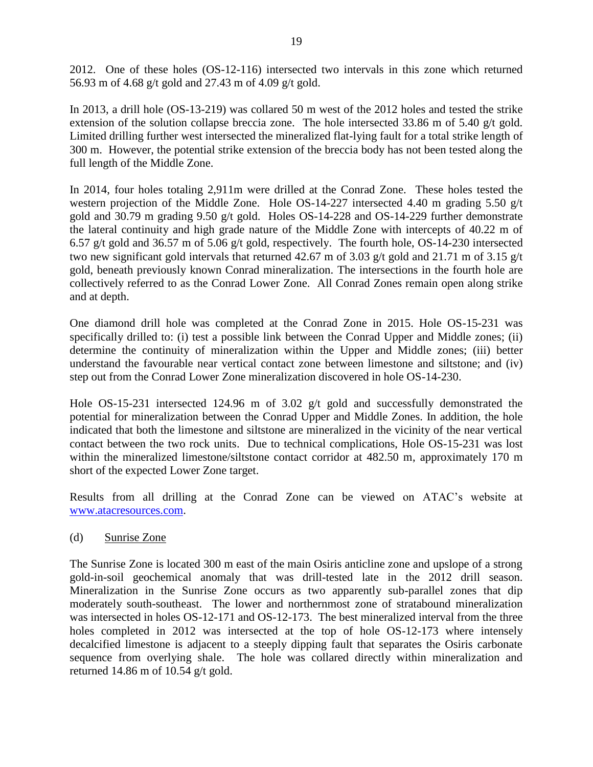2012. One of these holes (OS-12-116) intersected two intervals in this zone which returned 56.93 m of 4.68 g/t gold and 27.43 m of 4.09 g/t gold.

In 2013, a drill hole (OS-13-219) was collared 50 m west of the 2012 holes and tested the strike extension of the solution collapse breccia zone. The hole intersected 33.86 m of 5.40 g/t gold. Limited drilling further west intersected the mineralized flat-lying fault for a total strike length of 300 m. However, the potential strike extension of the breccia body has not been tested along the full length of the Middle Zone.

In 2014, four holes totaling 2,911m were drilled at the Conrad Zone. These holes tested the western projection of the Middle Zone. Hole OS-14-227 intersected 4.40 m grading 5.50 g/t gold and 30.79 m grading 9.50 g/t gold. Holes OS-14-228 and OS-14-229 further demonstrate the lateral continuity and high grade nature of the Middle Zone with intercepts of 40.22 m of 6.57 g/t gold and 36.57 m of 5.06 g/t gold, respectively. The fourth hole, OS-14-230 intersected two new significant gold intervals that returned 42.67 m of 3.03 g/t gold and 21.71 m of 3.15 g/t gold, beneath previously known Conrad mineralization. The intersections in the fourth hole are collectively referred to as the Conrad Lower Zone. All Conrad Zones remain open along strike and at depth.

One diamond drill hole was completed at the Conrad Zone in 2015. Hole OS-15-231 was specifically drilled to: (i) test a possible link between the Conrad Upper and Middle zones; (ii) determine the continuity of mineralization within the Upper and Middle zones; (iii) better understand the favourable near vertical contact zone between limestone and siltstone; and (iv) step out from the Conrad Lower Zone mineralization discovered in hole OS-14-230.

Hole OS-15-231 intersected 124.96 m of 3.02 g/t gold and successfully demonstrated the potential for mineralization between the Conrad Upper and Middle Zones. In addition, the hole indicated that both the limestone and siltstone are mineralized in the vicinity of the near vertical contact between the two rock units. Due to technical complications, Hole OS-15-231 was lost within the mineralized limestone/siltstone contact corridor at 482.50 m, approximately 170 m short of the expected Lower Zone target.

Results from all drilling at the Conrad Zone can be viewed on ATAC's website at [www.atacresources.com](http://www.atacresources.com).

(d) Sunrise Zone

The Sunrise Zone is located 300 m east of the main Osiris anticline zone and upslope of a strong gold-in-soil geochemical anomaly that was drill-tested late in the 2012 drill season. Mineralization in the Sunrise Zone occurs as two apparently sub-parallel zones that dip moderately south-southeast. The lower and northernmost zone of stratabound mineralization was intersected in holes OS-12-171 and OS-12-173. The best mineralized interval from the three holes completed in 2012 was intersected at the top of hole OS-12-173 where intensely decalcified limestone is adjacent to a steeply dipping fault that separates the Osiris carbonate sequence from overlying shale. The hole was collared directly within mineralization and returned 14.86 m of 10.54 g/t gold.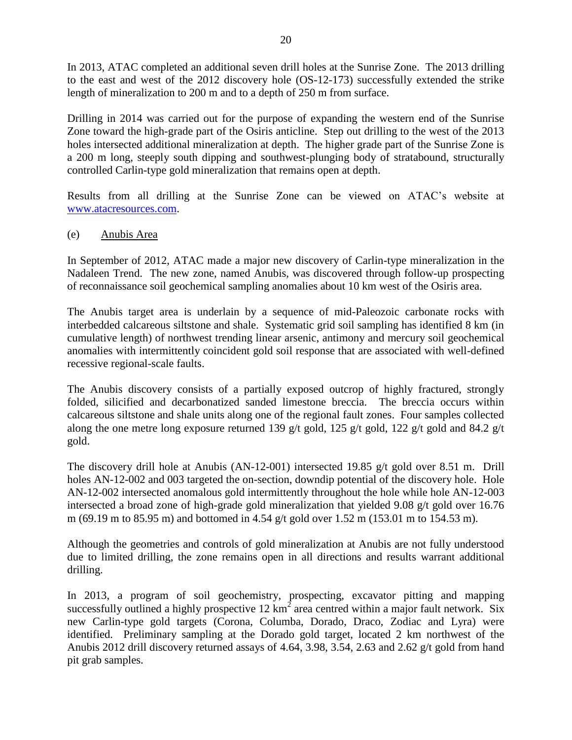In 2013, ATAC completed an additional seven drill holes at the Sunrise Zone. The 2013 drilling to the east and west of the 2012 discovery hole (OS-12-173) successfully extended the strike length of mineralization to 200 m and to a depth of 250 m from surface.

Drilling in 2014 was carried out for the purpose of expanding the western end of the Sunrise Zone toward the high-grade part of the Osiris anticline. Step out drilling to the west of the 2013 holes intersected additional mineralization at depth. The higher grade part of the Sunrise Zone is a 200 m long, steeply south dipping and southwest-plunging body of stratabound, structurally controlled Carlin-type gold mineralization that remains open at depth.

Results from all drilling at the Sunrise Zone can be viewed on ATAC's website at [www.atacresources.com](www.atacresources.com).

(e) Anubis Area

In September of 2012, ATAC made a major new discovery of Carlin-type mineralization in the Nadaleen Trend. The new zone, named Anubis, was discovered through follow-up prospecting of reconnaissance soil geochemical sampling anomalies about 10 km west of the Osiris area.

The Anubis target area is underlain by a sequence of mid-Paleozoic carbonate rocks with interbedded calcareous siltstone and shale. Systematic grid soil sampling has identified 8 km (in cumulative length) of northwest trending linear arsenic, antimony and mercury soil geochemical anomalies with intermittently coincident gold soil response that are associated with well-defined recessive regional-scale faults.

The Anubis discovery consists of a partially exposed outcrop of highly fractured, strongly folded, silicified and decarbonatized sanded limestone breccia. The breccia occurs within calcareous siltstone and shale units along one of the regional fault zones. Four samples collected along the one metre long exposure returned 139 g/t gold, 125 g/t gold, 122 g/t gold and 84.2 g/t gold.

The discovery drill hole at Anubis (AN-12-001) intersected 19.85 g/t gold over 8.51 m. Drill holes AN-12-002 and 003 targeted the on-section, downdip potential of the discovery hole. Hole AN-12-002 intersected anomalous gold intermittently throughout the hole while hole AN-12-003 intersected a broad zone of high-grade gold mineralization that yielded 9.08 g/t gold over 16.76 m (69.19 m to 85.95 m) and bottomed in 4.54 g/t gold over 1.52 m (153.01 m to 154.53 m).

Although the geometries and controls of gold mineralization at Anubis are not fully understood due to limited drilling, the zone remains open in all directions and results warrant additional drilling.

In 2013, a program of soil geochemistry, prospecting, excavator pitting and mapping successfully outlined a highly prospective 12 $km^2$ area centred within a major fault network. Six new Carlin-type gold targets (Corona, Columba, Dorado, Draco, Zodiac and Lyra) were identified. Preliminary sampling at the Dorado gold target, located 2 km northwest of the Anubis 2012 drill discovery returned assays of 4.64, 3.98, 3.54, 2.63 and 2.62 g/t gold from hand pit grab samples.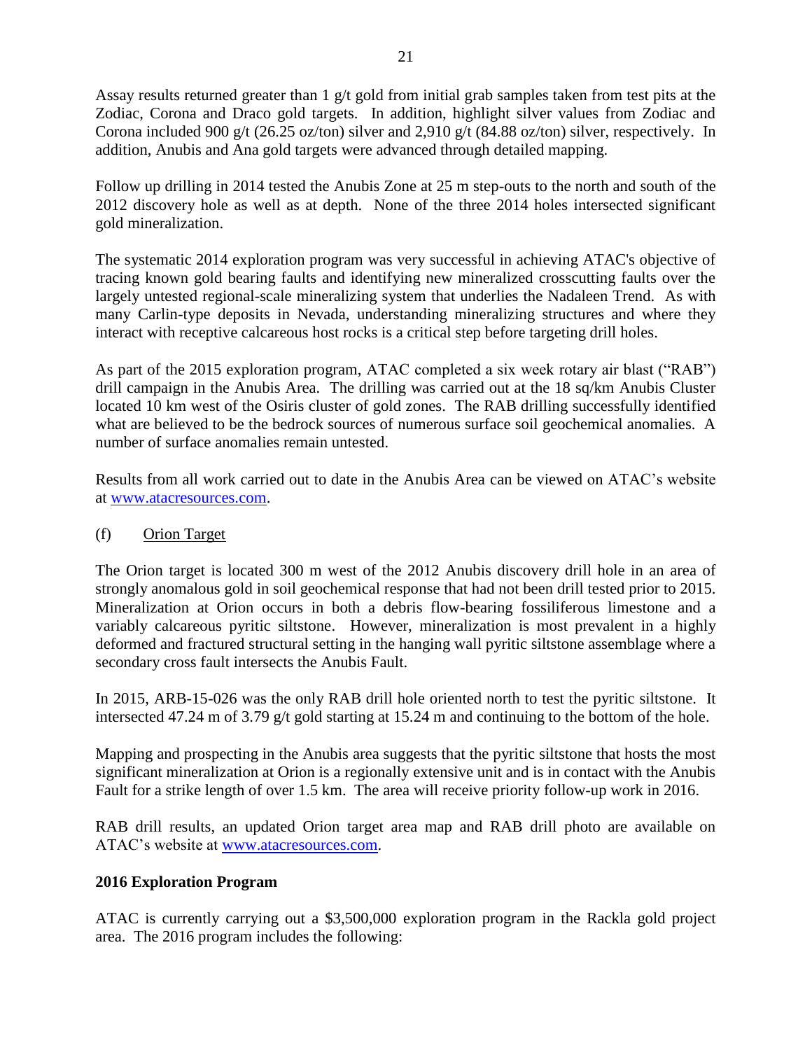Assay results returned greater than 1 g/t gold from initial grab samples taken from test pits at the Zodiac, Corona and Draco gold targets. In addition, highlight silver values from Zodiac and Corona included 900 g/t (26.25 oz/ton) silver and 2,910 g/t (84.88 oz/ton) silver, respectively. In addition, Anubis and Ana gold targets were advanced through detailed mapping.

Follow up drilling in 2014 tested the Anubis Zone at 25 m step-outs to the north and south of the 2012 discovery hole as well as at depth. None of the three 2014 holes intersected significant gold mineralization.

The systematic 2014 exploration program was very successful in achieving ATAC's objective of tracing known gold bearing faults and identifying new mineralized crosscutting faults over the largely untested regional-scale mineralizing system that underlies the Nadaleen Trend. As with many Carlin-type deposits in Nevada, understanding mineralizing structures and where they interact with receptive calcareous host rocks is a critical step before targeting drill holes.

As part of the 2015 exploration program, ATAC completed a six week rotary air blast ("RAB") drill campaign in the Anubis Area. The drilling was carried out at the 18 sq/km Anubis Cluster located 10 km west of the Osiris cluster of gold zones. The RAB drilling successfully identified what are believed to be the bedrock sources of numerous surface soil geochemical anomalies. A number of surface anomalies remain untested.

Results from all work carried out to date in the Anubis Area can be viewed on ATAC's website at www.atacresources.com.

(f) Orion Target

The Orion target is located 300 m west of the 2012 Anubis discovery drill hole in an area of strongly anomalous gold in soil geochemical response that had not been drill tested prior to 2015. Mineralization at Orion occurs in both a debris flow-bearing fossiliferous limestone and a variably calcareous pyritic siltstone. However, mineralization is most prevalent in a highly deformed and fractured structural setting in the hanging wall pyritic siltstone assemblage where a secondary cross fault intersects the Anubis Fault.

In 2015, ARB-15-026 was the only RAB drill hole oriented north to test the pyritic siltstone. It intersected 47.24 m of 3.79 g/t gold starting at 15.24 m and continuing to the bottom of the hole.

Mapping and prospecting in the Anubis area suggests that the pyritic siltstone that hosts the most significant mineralization at Orion is a regionally extensive unit and is in contact with the Anubis Fault for a strike length of over 1.5 km. The area will receive priority follow-up work in 2016.

RAB drill results, an updated Orion target area map and RAB drill photo are available on ATAC's website at www.atacresources.com.

**2016 Exploration Program**

ATAC is currently carrying out a $3,500,000 exploration program in the Rackla gold project area. The 2016 program includes the following: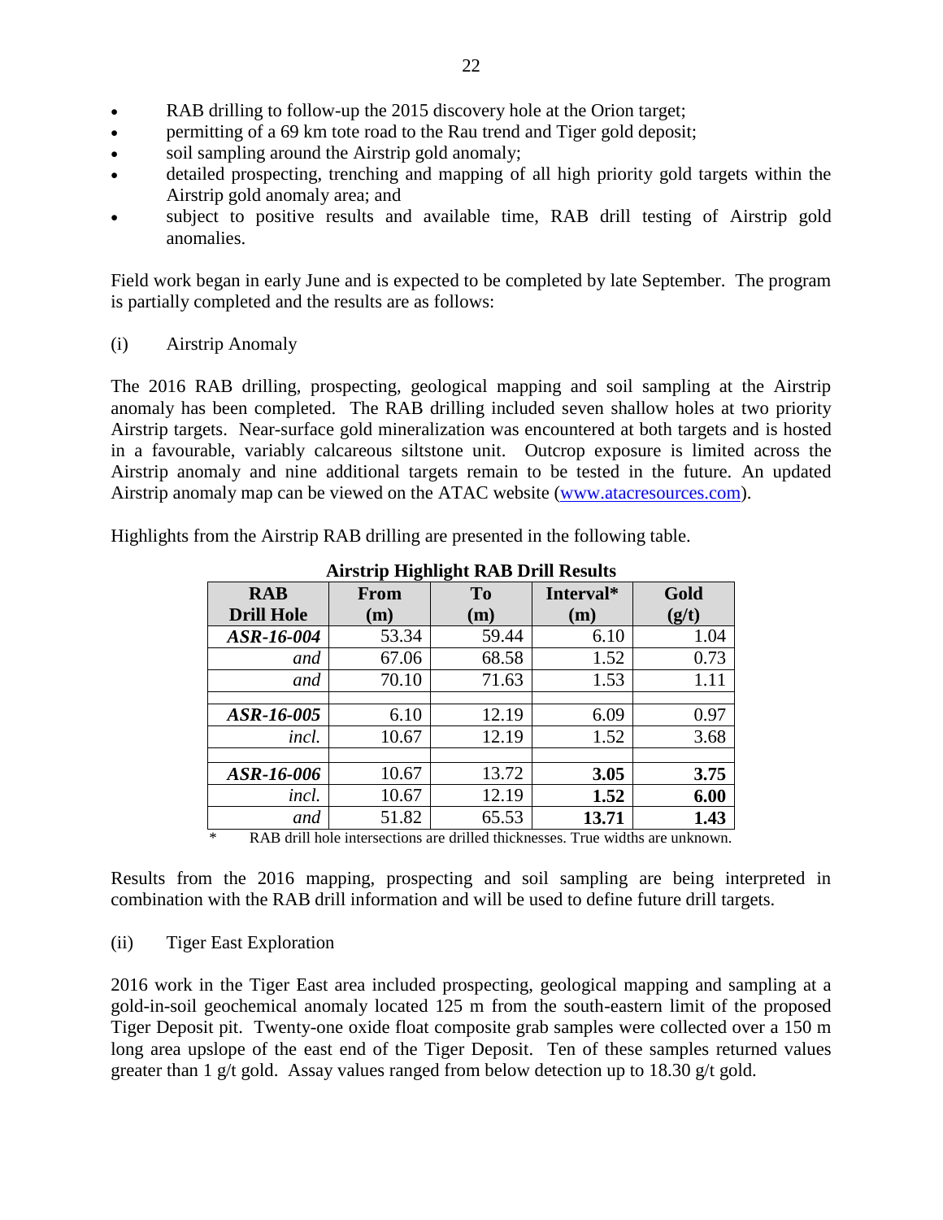- RAB drilling to follow-up the 2015 discovery hole at the Orion target;
- permitting of a 69 km tote road to the Rau trend and Tiger gold deposit;
- soil sampling around the Airstrip gold anomaly;
- detailed prospecting, trenching and mapping of all high priority gold targets within the Airstrip gold anomaly area; and
- subject to positive results and available time, RAB drill testing of Airstrip gold anomalies.

Field work began in early June and is expected to be completed by late September. The program is partially completed and the results are as follows:

(i) Airstrip Anomaly

The 2016 RAB drilling, prospecting, geological mapping and soil sampling at the Airstrip anomaly has been completed. The RAB drilling included seven shallow holes at two priority Airstrip targets. Near-surface gold mineralization was encountered at both targets and is hosted in a favourable, variably calcareous siltstone unit. Outcrop exposure is limited across the Airstrip anomaly and nine additional targets remain to be tested in the future. An updated Airstrip anomaly map can be viewed on the ATAC website (www.atacresources.com).

Highlights from the Airstrip RAB drilling are presented in the following table.

**Airstrip Highlight RAB Drill Results**

| RAB Drill Hole | From (m) | To (m) | Interval* (m) | Gold (g/t) |
|---|---|---|---|---|
| ***ASR-16-004*** | 53.34 | 59.44 | 6.10 | 1.04 |
| *and* | 67.06 | 68.58 | 1.52 | 0.73 |
| *and* | 70.10 | 71.63 | 1.53 | 1.11 |
| | | | | |
| ***ASR-16-005*** | 6.10 | 12.19 | 6.09 | 0.97 |
| *incl.* | 10.67 | 12.19 | 1.52 | 3.68 |
| | | | | |
| ***ASR-16-006*** | 10.67 | 13.72 | **3.05** | **3.75** |
| *incl.* | 10.67 | 12.19 | **1.52** | **6.00** |
| *and* | 51.82 | 65.53 | **13.71** | **1.43** |

\* RAB drill hole intersections are drilled thicknesses. True widths are unknown.

Results from the 2016 mapping, prospecting and soil sampling are being interpreted in combination with the RAB drill information and will be used to define future drill targets.

(ii) Tiger East Exploration

2016 work in the Tiger East area included prospecting, geological mapping and sampling at a gold-in-soil geochemical anomaly located 125 m from the south-eastern limit of the proposed Tiger Deposit pit. Twenty-one oxide float composite grab samples were collected over a 150 m long area upslope of the east end of the Tiger Deposit. Ten of these samples returned values greater than 1 g/t gold. Assay values ranged from below detection up to 18.30 g/t gold.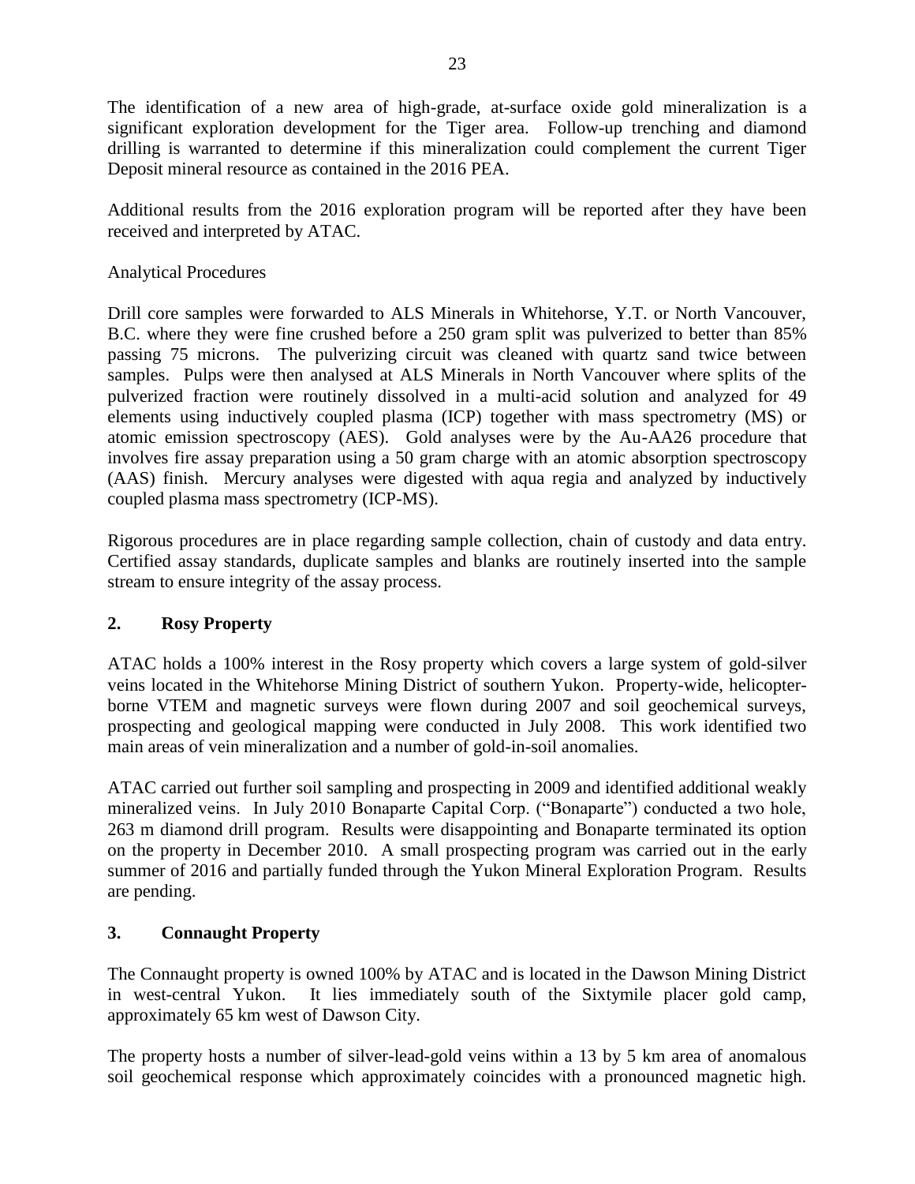The identification of a new area of high-grade, at-surface oxide gold mineralization is a significant exploration development for the Tiger area. Follow-up trenching and diamond drilling is warranted to determine if this mineralization could complement the current Tiger Deposit mineral resource as contained in the 2016 PEA.

Additional results from the 2016 exploration program will be reported after they have been received and interpreted by ATAC.

Analytical Procedures

Drill core samples were forwarded to ALS Minerals in Whitehorse, Y.T. or North Vancouver, B.C. where they were fine crushed before a 250 gram split was pulverized to better than 85% passing 75 microns. The pulverizing circuit was cleaned with quartz sand twice between samples. Pulps were then analysed at ALS Minerals in North Vancouver where splits of the pulverized fraction were routinely dissolved in a multi-acid solution and analyzed for 49 elements using inductively coupled plasma (ICP) together with mass spectrometry (MS) or atomic emission spectroscopy (AES). Gold analyses were by the Au-AA26 procedure that involves fire assay preparation using a 50 gram charge with an atomic absorption spectroscopy (AAS) finish. Mercury analyses were digested with aqua regia and analyzed by inductively coupled plasma mass spectrometry (ICP-MS).

Rigorous procedures are in place regarding sample collection, chain of custody and data entry. Certified assay standards, duplicate samples and blanks are routinely inserted into the sample stream to ensure integrity of the assay process.

## 2. Rosy Property

ATAC holds a 100% interest in the Rosy property which covers a large system of gold-silver veins located in the Whitehorse Mining District of southern Yukon. Property-wide, helicopter-borne VTEM and magnetic surveys were flown during 2007 and soil geochemical surveys, prospecting and geological mapping were conducted in July 2008. This work identified two main areas of vein mineralization and a number of gold-in-soil anomalies.

ATAC carried out further soil sampling and prospecting in 2009 and identified additional weakly mineralized veins. In July 2010 Bonaparte Capital Corp. ("Bonaparte") conducted a two hole, 263 m diamond drill program. Results were disappointing and Bonaparte terminated its option on the property in December 2010. A small prospecting program was carried out in the early summer of 2016 and partially funded through the Yukon Mineral Exploration Program. Results are pending.

## 3. Connaught Property

The Connaught property is owned 100% by ATAC and is located in the Dawson Mining District in west-central Yukon. It lies immediately south of the Sixtymile placer gold camp, approximately 65 km west of Dawson City.

The property hosts a number of silver-lead-gold veins within a 13 by 5 km area of anomalous soil geochemical response which approximately coincides with a pronounced magnetic high.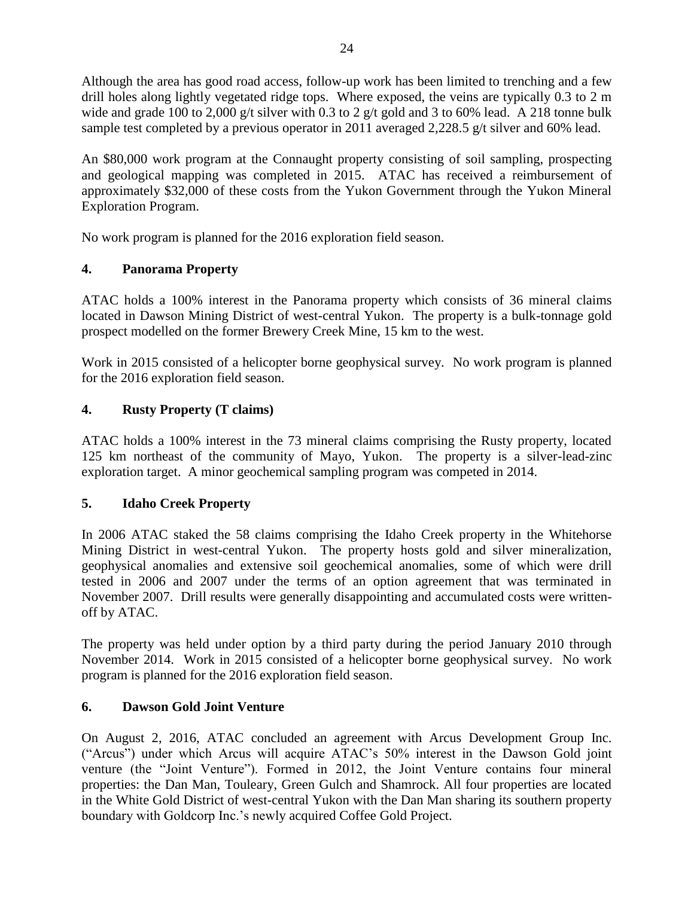Although the area has good road access, follow-up work has been limited to trenching and a few drill holes along lightly vegetated ridge tops. Where exposed, the veins are typically 0.3 to 2 m wide and grade 100 to 2,000 g/t silver with 0.3 to 2 g/t gold and 3 to 60% lead. A 218 tonne bulk sample test completed by a previous operator in 2011 averaged 2,228.5 g/t silver and 60% lead.

An $80,000 work program at the Connaught property consisting of soil sampling, prospecting and geological mapping was completed in 2015. ATAC has received a reimbursement of approximately $32,000 of these costs from the Yukon Government through the Yukon Mineral Exploration Program.

No work program is planned for the 2016 exploration field season.

### 4. Panorama Property

ATAC holds a 100% interest in the Panorama property which consists of 36 mineral claims located in Dawson Mining District of west-central Yukon. The property is a bulk-tonnage gold prospect modelled on the former Brewery Creek Mine, 15 km to the west.

Work in 2015 consisted of a helicopter borne geophysical survey. No work program is planned for the 2016 exploration field season.

### 4. Rusty Property (T claims)

ATAC holds a 100% interest in the 73 mineral claims comprising the Rusty property, located 125 km northeast of the community of Mayo, Yukon. The property is a silver-lead-zinc exploration target. A minor geochemical sampling program was competed in 2014.

### 5. Idaho Creek Property

In 2006 ATAC staked the 58 claims comprising the Idaho Creek property in the Whitehorse Mining District in west-central Yukon. The property hosts gold and silver mineralization, geophysical anomalies and extensive soil geochemical anomalies, some of which were drill tested in 2006 and 2007 under the terms of an option agreement that was terminated in November 2007. Drill results were generally disappointing and accumulated costs were written-off by ATAC.

The property was held under option by a third party during the period January 2010 through November 2014. Work in 2015 consisted of a helicopter borne geophysical survey. No work program is planned for the 2016 exploration field season.

### 6. Dawson Gold Joint Venture

On August 2, 2016, ATAC concluded an agreement with Arcus Development Group Inc. ("Arcus") under which Arcus will acquire ATAC's 50% interest in the Dawson Gold joint venture (the "Joint Venture"). Formed in 2012, the Joint Venture contains four mineral properties: the Dan Man, Touleary, Green Gulch and Shamrock. All four properties are located in the White Gold District of west-central Yukon with the Dan Man sharing its southern property boundary with Goldcorp Inc.'s newly acquired Coffee Gold Project.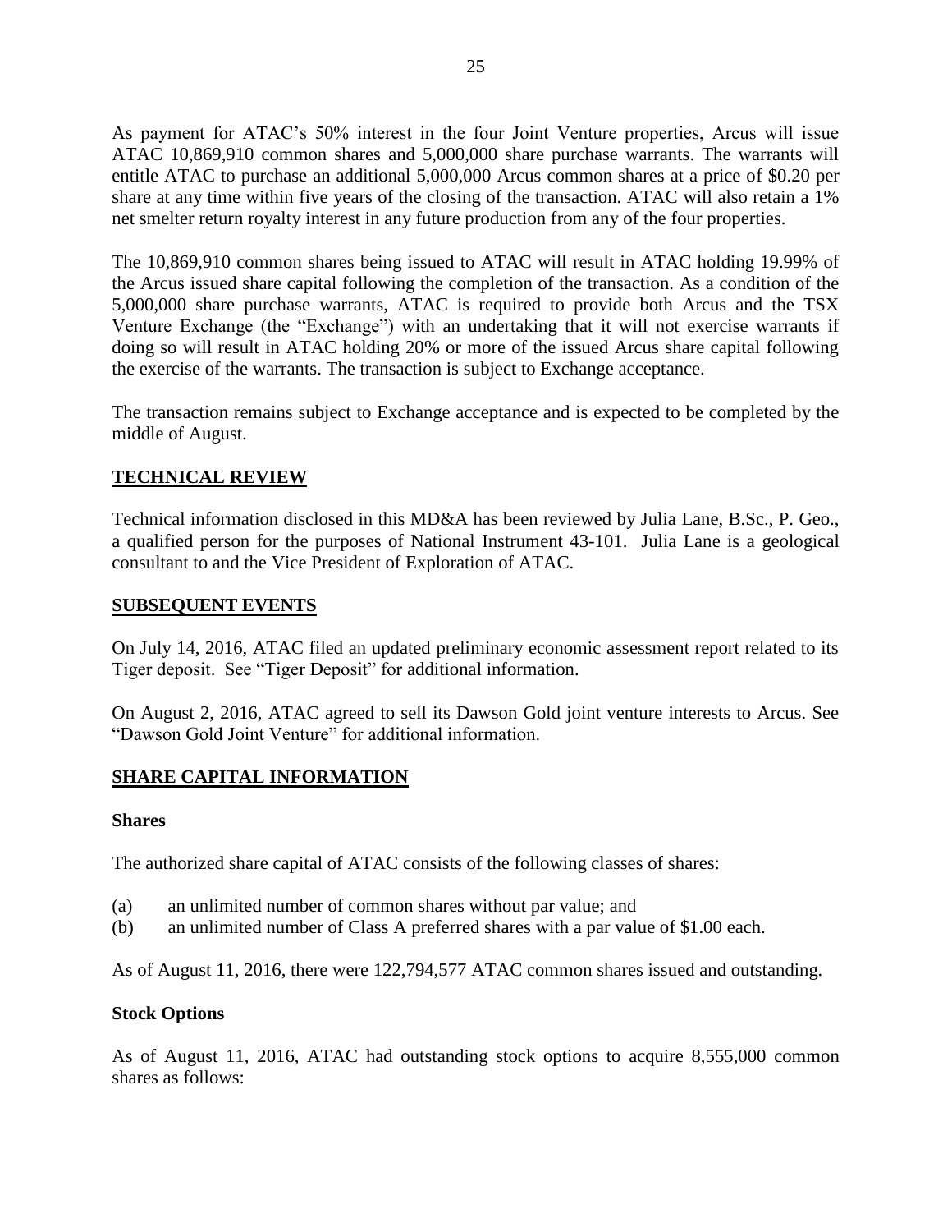As payment for ATAC's 50% interest in the four Joint Venture properties, Arcus will issue ATAC 10,869,910 common shares and 5,000,000 share purchase warrants. The warrants will entitle ATAC to purchase an additional 5,000,000 Arcus common shares at a price of $0.20 per share at any time within five years of the closing of the transaction. ATAC will also retain a 1% net smelter return royalty interest in any future production from any of the four properties.

The 10,869,910 common shares being issued to ATAC will result in ATAC holding 19.99% of the Arcus issued share capital following the completion of the transaction. As a condition of the 5,000,000 share purchase warrants, ATAC is required to provide both Arcus and the TSX Venture Exchange (the "Exchange") with an undertaking that it will not exercise warrants if doing so will result in ATAC holding 20% or more of the issued Arcus share capital following the exercise of the warrants. The transaction is subject to Exchange acceptance.

The transaction remains subject to Exchange acceptance and is expected to be completed by the middle of August.

## TECHNICAL REVIEW

Technical information disclosed in this MD&A has been reviewed by Julia Lane, B.Sc., P. Geo., a qualified person for the purposes of National Instrument 43-101. Julia Lane is a geological consultant to and the Vice President of Exploration of ATAC.

## SUBSEQUENT EVENTS

On July 14, 2016, ATAC filed an updated preliminary economic assessment report related to its Tiger deposit. See "Tiger Deposit" for additional information.

On August 2, 2016, ATAC agreed to sell its Dawson Gold joint venture interests to Arcus. See "Dawson Gold Joint Venture" for additional information.

## SHARE CAPITAL INFORMATION

### Shares

The authorized share capital of ATAC consists of the following classes of shares:

(a) an unlimited number of common shares without par value; and
(b) an unlimited number of Class A preferred shares with a par value of $1.00 each.

As of August 11, 2016, there were 122,794,577 ATAC common shares issued and outstanding.

### Stock Options

As of August 11, 2016, ATAC had outstanding stock options to acquire 8,555,000 common shares as follows: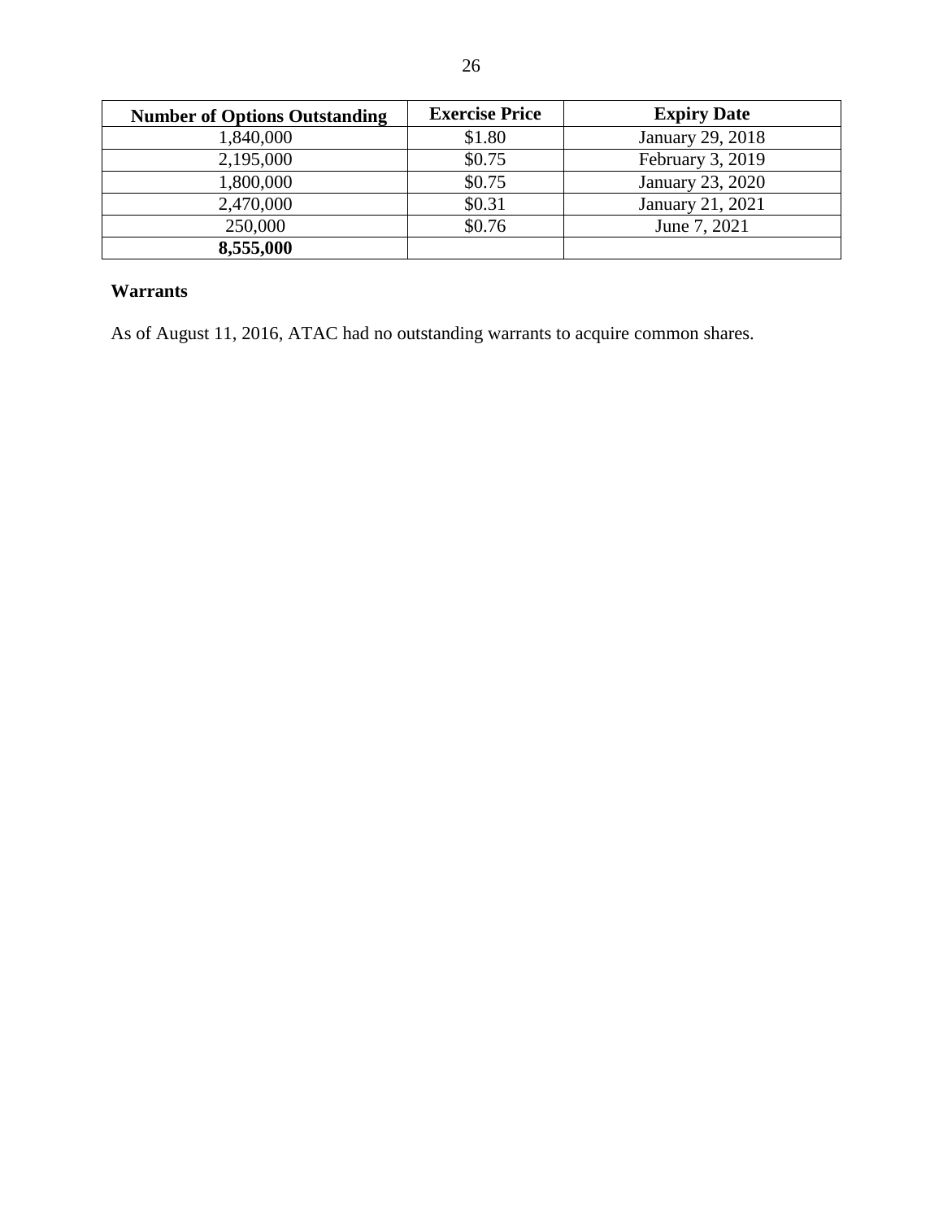| Number of Options Outstanding | Exercise Price | Expiry Date |
| --- | --- | --- |
| 1,840,000 | $1.80 | January 29, 2018 |
| 2,195,000 | $0.75 | February 3, 2019 |
| 1,800,000 | $0.75 | January 23, 2020 |
| 2,470,000 | $0.31 | January 21, 2021 |
| 250,000 | $0.76 | June 7, 2021 |
| **8,555,000** | | |

### Warrants

As of August 11, 2016, ATAC had no outstanding warrants to acquire common shares.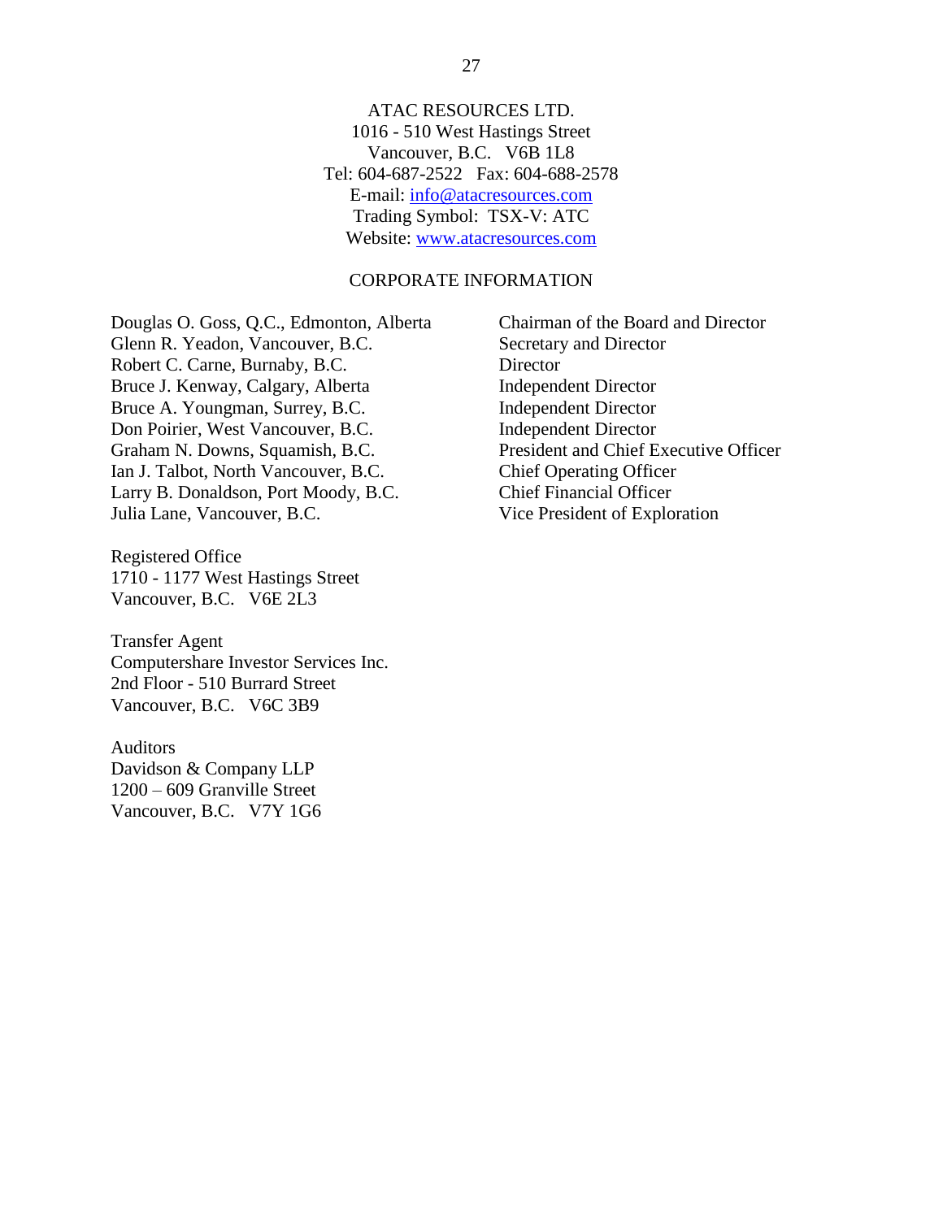ATAC RESOURCES LTD.
1016 - 510 West Hastings Street
Vancouver, B.C.   V6B 1L8
Tel: 604-687-2522   Fax: 604-688-2578
E-mail: info@atacresources.com
Trading Symbol:  TSX-V: ATC
Website: www.atacresources.com

## CORPORATE INFORMATION

| | |
|---|---|
| Douglas O. Goss, Q.C., Edmonton, Alberta | Chairman of the Board and Director |
| Glenn R. Yeadon, Vancouver, B.C. | Secretary and Director |
| Robert C. Carne, Burnaby, B.C. | Director |
| Bruce J. Kenway, Calgary, Alberta | Independent Director |
| Bruce A. Youngman, Surrey, B.C. | Independent Director |
| Don Poirier, West Vancouver, B.C. | Independent Director |
| Graham N. Downs, Squamish, B.C. | President and Chief Executive Officer |
| Ian J. Talbot, North Vancouver, B.C. | Chief Operating Officer |
| Larry B. Donaldson, Port Moody, B.C. | Chief Financial Officer |
| Julia Lane, Vancouver, B.C. | Vice President of Exploration |

Registered Office
1710 - 1177 West Hastings Street
Vancouver, B.C.   V6E 2L3

Transfer Agent
Computershare Investor Services Inc.
2nd Floor - 510 Burrard Street
Vancouver, B.C.   V6C 3B9

Auditors
Davidson & Company LLP
1200 – 609 Granville Street
Vancouver, B.C.   V7Y 1G6